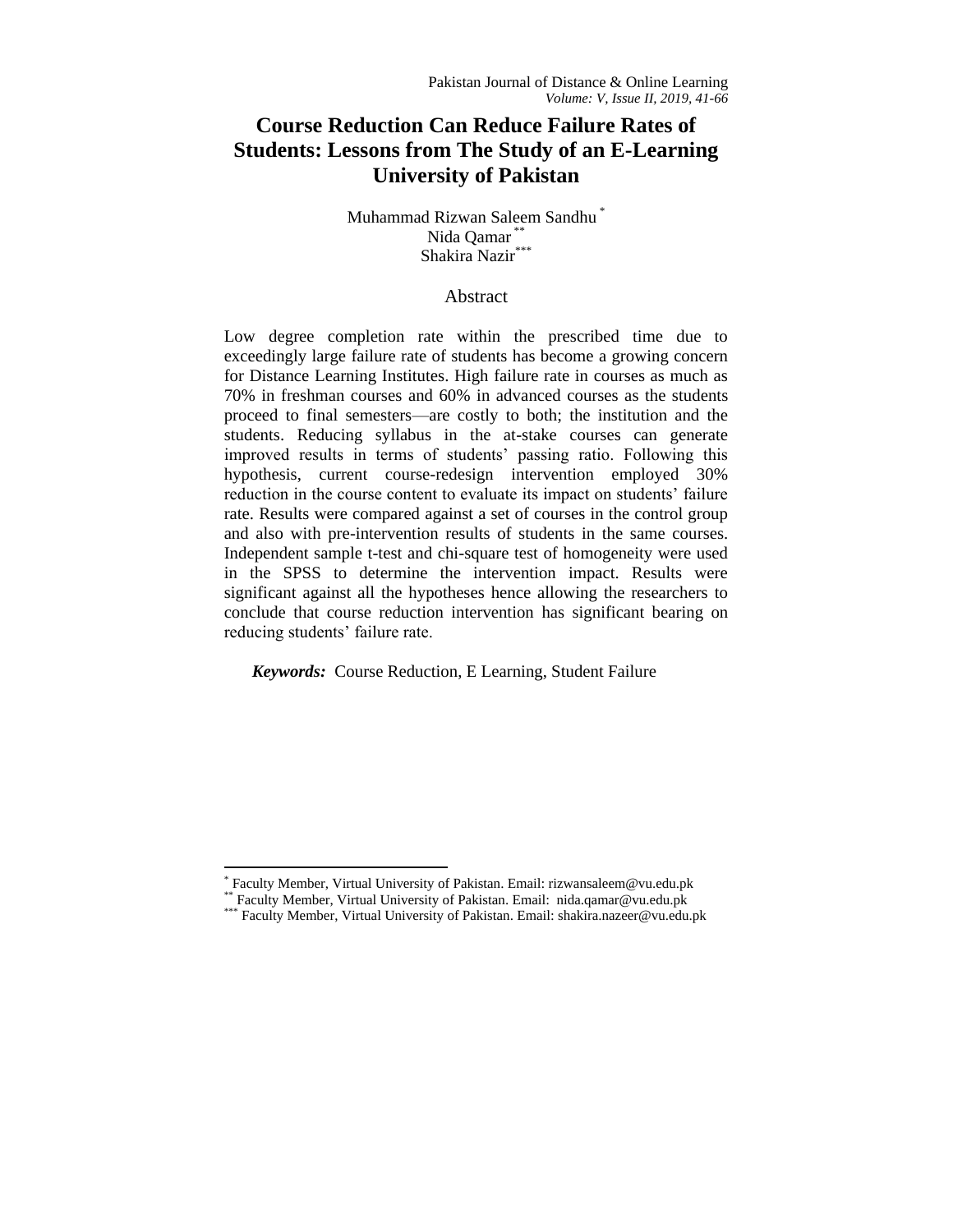# Course Reduction Can Reduce Failure Rates of Students: Lessons from The Study of an E-Learning University of Pakistan

Muhammad Rizwan Saleem Sandhu [*]
Nida Qamar [**]
Shakira Nazir [***]

## Abstract

Low degree completion rate within the prescribed time due to exceedingly large failure rate of students has become a growing concern for Distance Learning Institutes. High failure rate in courses as much as 70% in freshman courses and 60% in advanced courses as the students proceed to final semesters—are costly to both; the institution and the students. Reducing syllabus in the at-stake courses can generate improved results in terms of students' passing ratio. Following this hypothesis, current course-redesign intervention employed 30% reduction in the course content to evaluate its impact on students' failure rate. Results were compared against a set of courses in the control group and also with pre-intervention results of students in the same courses. Independent sample t-test and chi-square test of homogeneity were used in the SPSS to determine the intervention impact. Results were significant against all the hypotheses hence allowing the researchers to conclude that course reduction intervention has significant bearing on reducing students' failure rate.

***Keywords:*** Course Reduction, E Learning, Student Failure

---

[*] Faculty Member, Virtual University of Pakistan. Email: rizwansaleem@vu.edu.pk
[**] Faculty Member, Virtual University of Pakistan. Email: nida.qamar@vu.edu.pk
[***] Faculty Member, Virtual University of Pakistan. Email: shakira.nazeer@vu.edu.pk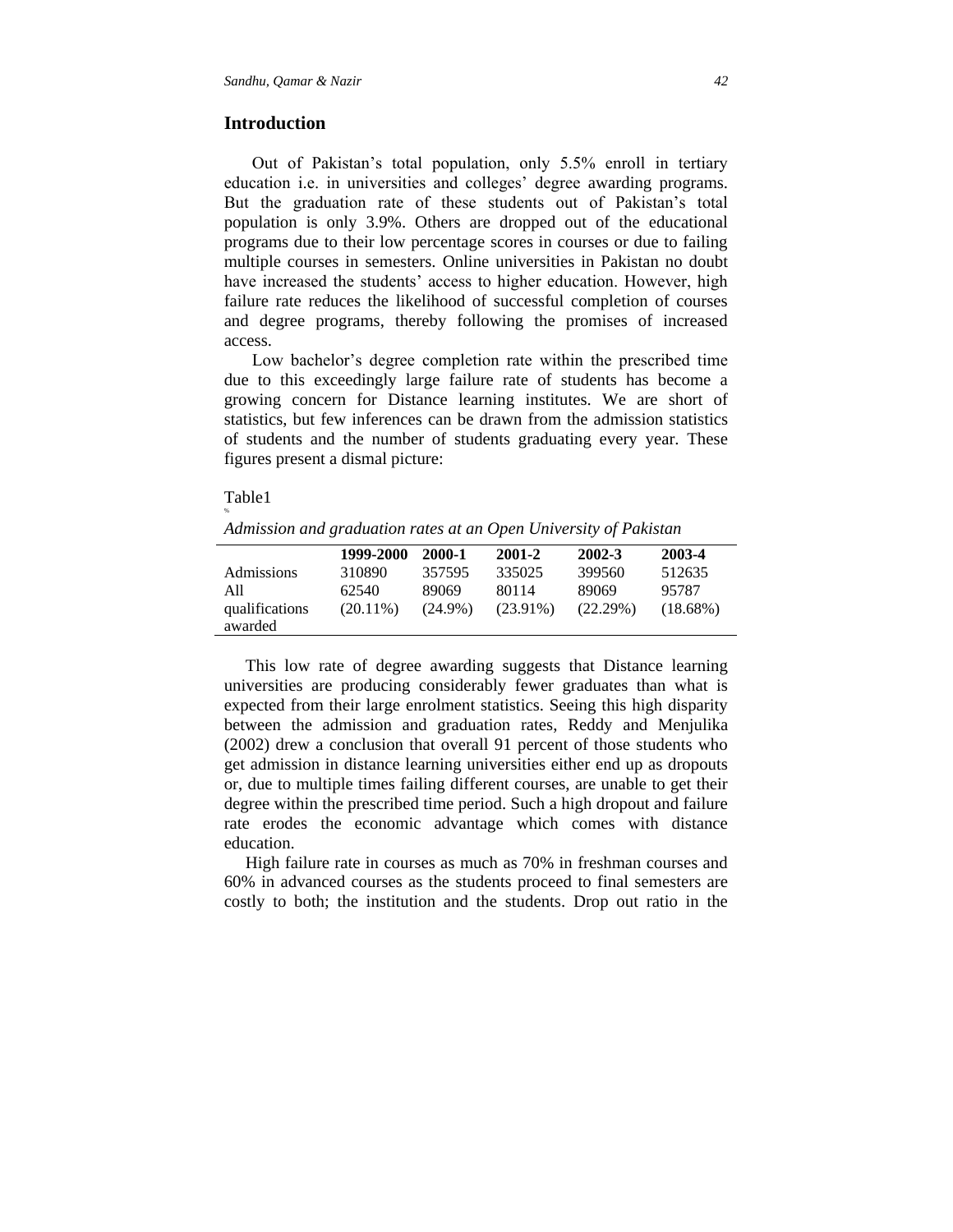## Introduction

Out of Pakistan's total population, only 5.5% enroll in tertiary education i.e. in universities and colleges' degree awarding programs. But the graduation rate of these students out of Pakistan's total population is only 3.9%. Others are dropped out of the educational programs due to their low percentage scores in courses or due to failing multiple courses in semesters. Online universities in Pakistan no doubt have increased the students' access to higher education. However, high failure rate reduces the likelihood of successful completion of courses and degree programs, thereby following the promises of increased access.

Low bachelor's degree completion rate within the prescribed time due to this exceedingly large failure rate of students has become a growing concern for Distance learning institutes. We are short of statistics, but few inferences can be drawn from the admission statistics of students and the number of students graduating every year. These figures present a dismal picture:

Table1

*Admission and graduation rates at an Open University of Pakistan*

| | **1999-2000** | **2000-1** | **2001-2** | **2002-3** | **2003-4** |
|---|---|---|---|---|---|
| Admissions | 310890 | 357595 | 335025 | 399560 | 512635 |
| All qualifications awarded | 62540 (20.11%) | 89069 (24.9%) | 80114 (23.91%) | 89069 (22.29%) | 95787 (18.68%) |

This low rate of degree awarding suggests that Distance learning universities are producing considerably fewer graduates than what is expected from their large enrolment statistics. Seeing this high disparity between the admission and graduation rates, Reddy and Menjulika (2002) drew a conclusion that overall 91 percent of those students who get admission in distance learning universities either end up as dropouts or, due to multiple times failing different courses, are unable to get their degree within the prescribed time period. Such a high dropout and failure rate erodes the economic advantage which comes with distance education.

High failure rate in courses as much as 70% in freshman courses and 60% in advanced courses as the students proceed to final semesters are costly to both; the institution and the students. Drop out ratio in the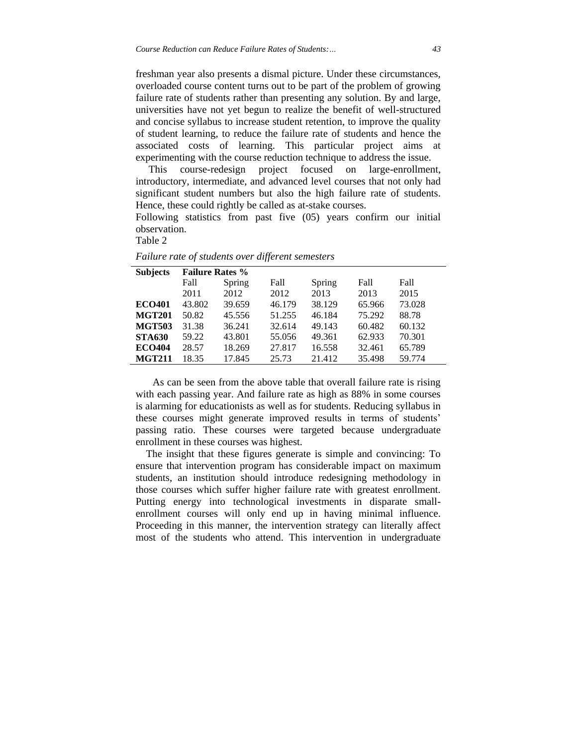freshman year also presents a dismal picture. Under these circumstances, overloaded course content turns out to be part of the problem of growing failure rate of students rather than presenting any solution. By and large, universities have not yet begun to realize the benefit of well-structured and concise syllabus to increase student retention, to improve the quality of student learning, to reduce the failure rate of students and hence the associated costs of learning. This particular project aims at experimenting with the course reduction technique to address the issue.

This course-redesign project focused on large-enrollment, introductory, intermediate, and advanced level courses that not only had significant student numbers but also the high failure rate of students. Hence, these could rightly be called as at-stake courses.

Following statistics from past five (05) years confirm our initial observation.

Table 2

*Failure rate of students over different semesters*

| **Subjects** | **Failure Rates %** | | | | | |
|---|---|---|---|---|---|---|
| | Fall 2011 | Spring 2012 | Fall 2012 | Spring 2013 | Fall 2013 | Fall 2015 |
| **ECO401** | 43.802 | 39.659 | 46.179 | 38.129 | 65.966 | 73.028 |
| **MGT201** | 50.82 | 45.556 | 51.255 | 46.184 | 75.292 | 88.78 |
| **MGT503** | 31.38 | 36.241 | 32.614 | 49.143 | 60.482 | 60.132 |
| **STA630** | 59.22 | 43.801 | 55.056 | 49.361 | 62.933 | 70.301 |
| **ECO404** | 28.57 | 18.269 | 27.817 | 16.558 | 32.461 | 65.789 |
| **MGT211** | 18.35 | 17.845 | 25.73 | 21.412 | 35.498 | 59.774 |

As can be seen from the above table that overall failure rate is rising with each passing year. And failure rate as high as 88% in some courses is alarming for educationists as well as for students. Reducing syllabus in these courses might generate improved results in terms of students' passing ratio. These courses were targeted because undergraduate enrollment in these courses was highest.

The insight that these figures generate is simple and convincing: To ensure that intervention program has considerable impact on maximum students, an institution should introduce redesigning methodology in those courses which suffer higher failure rate with greatest enrollment. Putting energy into technological investments in disparate small-enrollment courses will only end up in having minimal influence. Proceeding in this manner, the intervention strategy can literally affect most of the students who attend. This intervention in undergraduate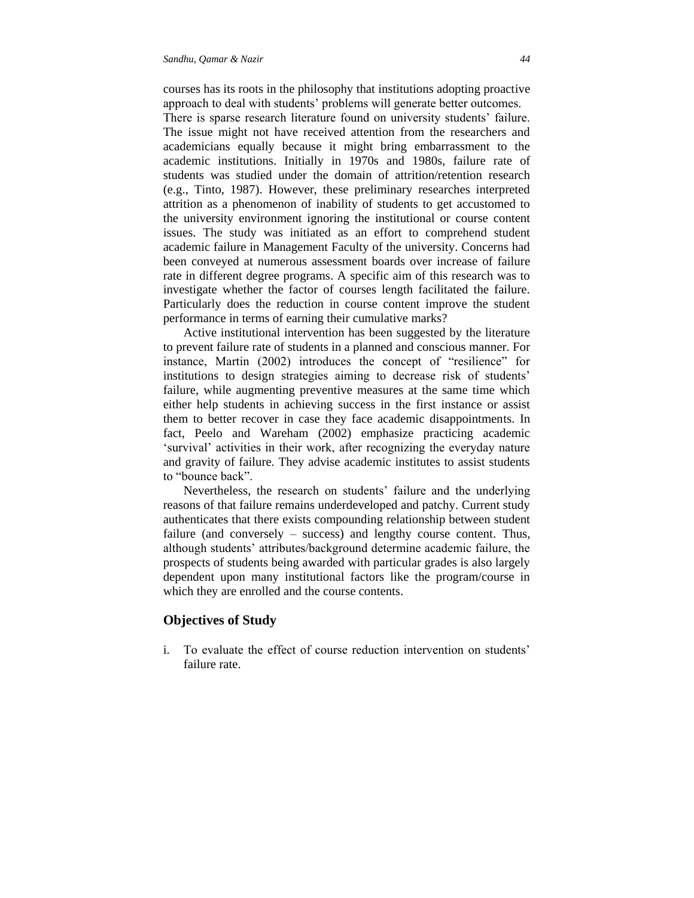courses has its roots in the philosophy that institutions adopting proactive approach to deal with students' problems will generate better outcomes. There is sparse research literature found on university students' failure. The issue might not have received attention from the researchers and academicians equally because it might bring embarrassment to the academic institutions. Initially in 1970s and 1980s, failure rate of students was studied under the domain of attrition/retention research (e.g., Tinto, 1987). However, these preliminary researches interpreted attrition as a phenomenon of inability of students to get accustomed to the university environment ignoring the institutional or course content issues. The study was initiated as an effort to comprehend student academic failure in Management Faculty of the university. Concerns had been conveyed at numerous assessment boards over increase of failure rate in different degree programs. A specific aim of this research was to investigate whether the factor of courses length facilitated the failure. Particularly does the reduction in course content improve the student performance in terms of earning their cumulative marks?

Active institutional intervention has been suggested by the literature to prevent failure rate of students in a planned and conscious manner. For instance, Martin (2002) introduces the concept of "resilience" for institutions to design strategies aiming to decrease risk of students' failure, while augmenting preventive measures at the same time which either help students in achieving success in the first instance or assist them to better recover in case they face academic disappointments. In fact, Peelo and Wareham (2002) emphasize practicing academic 'survival' activities in their work, after recognizing the everyday nature and gravity of failure. They advise academic institutes to assist students to "bounce back".

Nevertheless, the research on students' failure and the underlying reasons of that failure remains underdeveloped and patchy. Current study authenticates that there exists compounding relationship between student failure (and conversely – success) and lengthy course content. Thus, although students' attributes/background determine academic failure, the prospects of students being awarded with particular grades is also largely dependent upon many institutional factors like the program/course in which they are enrolled and the course contents.

## Objectives of Study

i. To evaluate the effect of course reduction intervention on students' failure rate.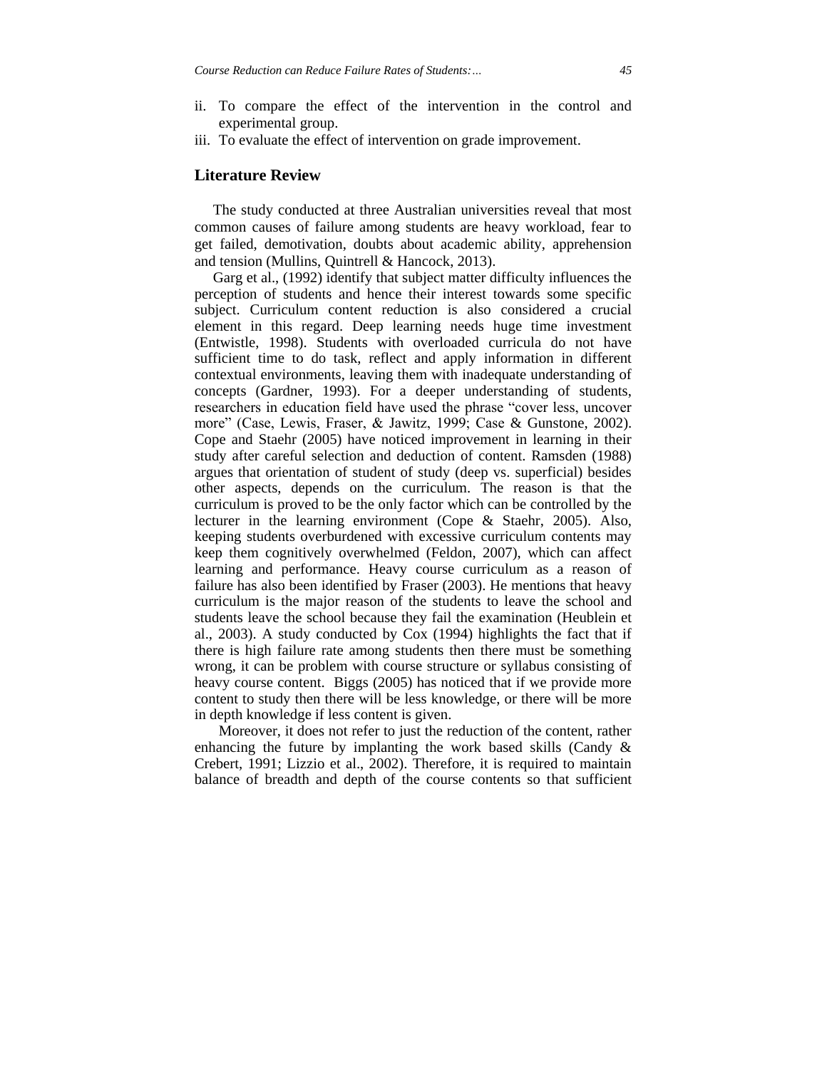ii. To compare the effect of the intervention in the control and experimental group.
iii. To evaluate the effect of intervention on grade improvement.

## Literature Review

The study conducted at three Australian universities reveal that most common causes of failure among students are heavy workload, fear to get failed, demotivation, doubts about academic ability, apprehension and tension (Mullins, Quintrell & Hancock, 2013).

Garg et al., (1992) identify that subject matter difficulty influences the perception of students and hence their interest towards some specific subject. Curriculum content reduction is also considered a crucial element in this regard. Deep learning needs huge time investment (Entwistle, 1998). Students with overloaded curricula do not have sufficient time to do task, reflect and apply information in different contextual environments, leaving them with inadequate understanding of concepts (Gardner, 1993). For a deeper understanding of students, researchers in education field have used the phrase "cover less, uncover more" (Case, Lewis, Fraser, & Jawitz, 1999; Case & Gunstone, 2002). Cope and Staehr (2005) have noticed improvement in learning in their study after careful selection and deduction of content. Ramsden (1988) argues that orientation of student of study (deep vs. superficial) besides other aspects, depends on the curriculum. The reason is that the curriculum is proved to be the only factor which can be controlled by the lecturer in the learning environment (Cope & Staehr, 2005). Also, keeping students overburdened with excessive curriculum contents may keep them cognitively overwhelmed (Feldon, 2007), which can affect learning and performance. Heavy course curriculum as a reason of failure has also been identified by Fraser (2003). He mentions that heavy curriculum is the major reason of the students to leave the school and students leave the school because they fail the examination (Heublein et al., 2003). A study conducted by Cox (1994) highlights the fact that if there is high failure rate among students then there must be something wrong, it can be problem with course structure or syllabus consisting of heavy course content. Biggs (2005) has noticed that if we provide more content to study then there will be less knowledge, or there will be more in depth knowledge if less content is given.

Moreover, it does not refer to just the reduction of the content, rather enhancing the future by implanting the work based skills (Candy & Crebert, 1991; Lizzio et al., 2002). Therefore, it is required to maintain balance of breadth and depth of the course contents so that sufficient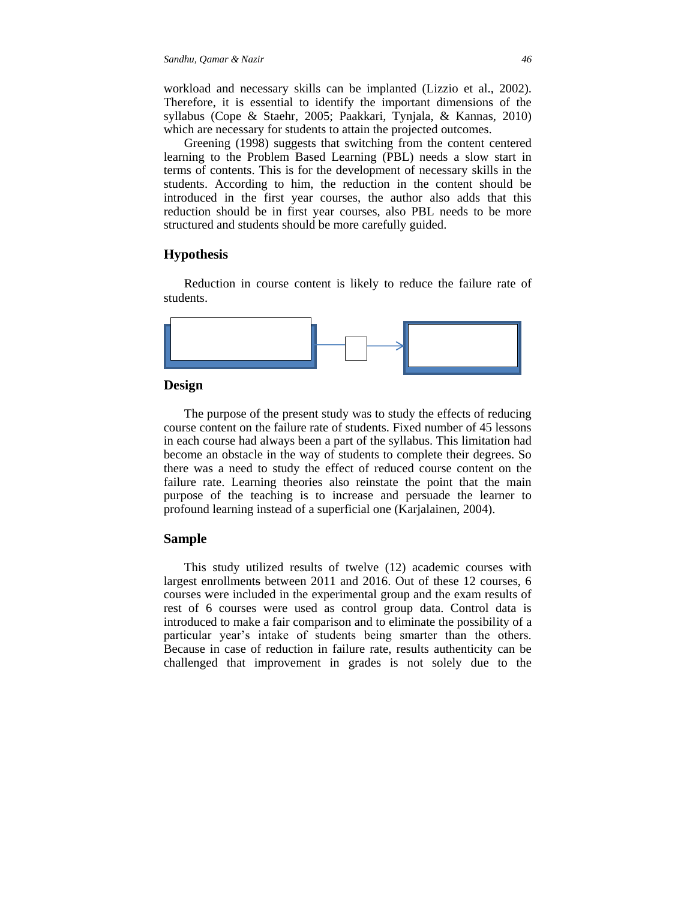workload and necessary skills can be implanted (Lizzio et al., 2002). Therefore, it is essential to identify the important dimensions of the syllabus (Cope & Staehr, 2005; Paakkari, Tynjala, & Kannas, 2010) which are necessary for students to attain the projected outcomes.

Greening (1998) suggests that switching from the content centered learning to the Problem Based Learning (PBL) needs a slow start in terms of contents. This is for the development of necessary skills in the students. According to him, the reduction in the content should be introduced in the first year courses, the author also adds that this reduction should be in first year courses, also PBL needs to be more structured and students should be more carefully guided.

## Hypothesis

Reduction in course content is likely to reduce the failure rate of students.

## Design

The purpose of the present study was to study the effects of reducing course content on the failure rate of students. Fixed number of 45 lessons in each course had always been a part of the syllabus. This limitation had become an obstacle in the way of students to complete their degrees. So there was a need to study the effect of reduced course content on the failure rate. Learning theories also reinstate the point that the main purpose of the teaching is to increase and persuade the learner to profound learning instead of a superficial one (Karjalainen, 2004).

## Sample

This study utilized results of twelve (12) academic courses with largest enrollments between 2011 and 2016. Out of these 12 courses, 6 courses were included in the experimental group and the exam results of rest of 6 courses were used as control group data. Control data is introduced to make a fair comparison and to eliminate the possibility of a particular year's intake of students being smarter than the others. Because in case of reduction in failure rate, results authenticity can be challenged that improvement in grades is not solely due to the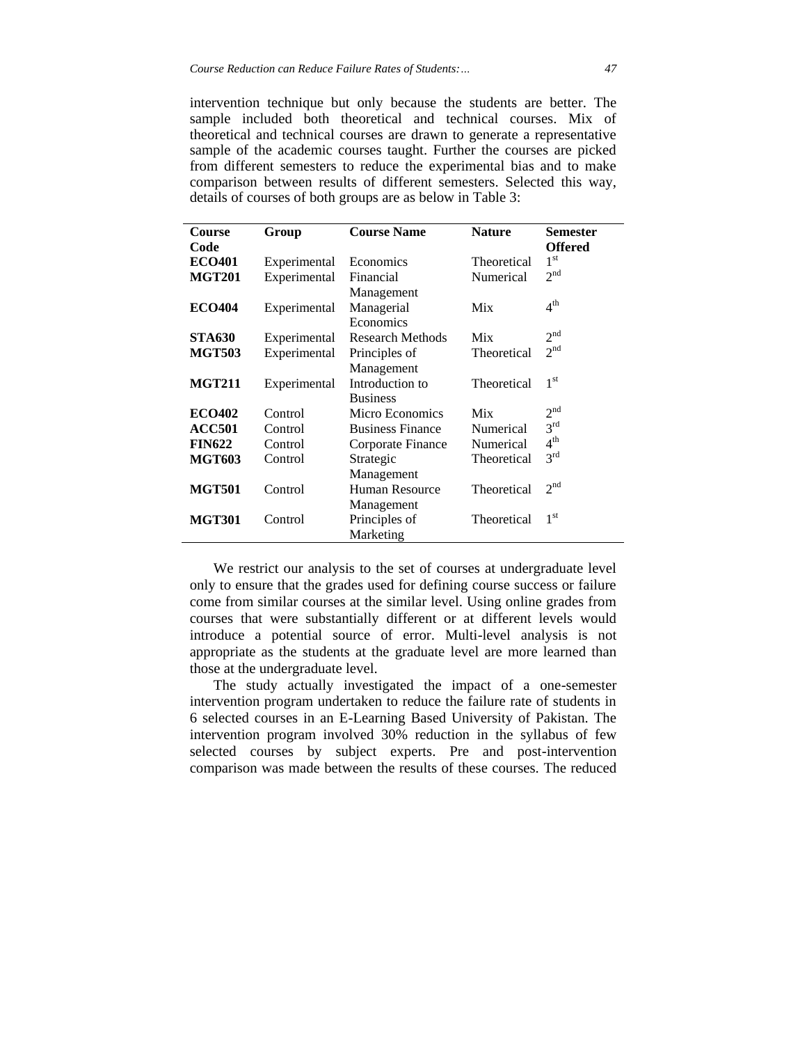intervention technique but only because the students are better. The sample included both theoretical and technical courses. Mix of theoretical and technical courses are drawn to generate a representative sample of the academic courses taught. Further the courses are picked from different semesters to reduce the experimental bias and to make comparison between results of different semesters. Selected this way, details of courses of both groups are as below in Table 3:

| Course Code | Group | Course Name | Nature | Semester Offered |
|---|---|---|---|---|
| **ECO401** | Experimental | Economics | Theoretical | 1st |
| **MGT201** | Experimental | Financial Management | Numerical | 2nd |
| **ECO404** | Experimental | Managerial Economics | Mix | 4th |
| **STA630** | Experimental | Research Methods | Mix | 2nd |
| **MGT503** | Experimental | Principles of Management | Theoretical | 2nd |
| **MGT211** | Experimental | Introduction to Business | Theoretical | 1st |
| **ECO402** | Control | Micro Economics | Mix | 2nd |
| **ACC501** | Control | Business Finance | Numerical | 3rd |
| **FIN622** | Control | Corporate Finance | Numerical | 4th |
| **MGT603** | Control | Strategic Management | Theoretical | 3rd |
| **MGT501** | Control | Human Resource Management | Theoretical | 2nd |
| **MGT301** | Control | Principles of Marketing | Theoretical | 1st |

We restrict our analysis to the set of courses at undergraduate level only to ensure that the grades used for defining course success or failure come from similar courses at the similar level. Using online grades from courses that were substantially different or at different levels would introduce a potential source of error. Multi-level analysis is not appropriate as the students at the graduate level are more learned than those at the undergraduate level.

The study actually investigated the impact of a one-semester intervention program undertaken to reduce the failure rate of students in 6 selected courses in an E-Learning Based University of Pakistan. The intervention program involved 30% reduction in the syllabus of few selected courses by subject experts. Pre and post-intervention comparison was made between the results of these courses. The reduced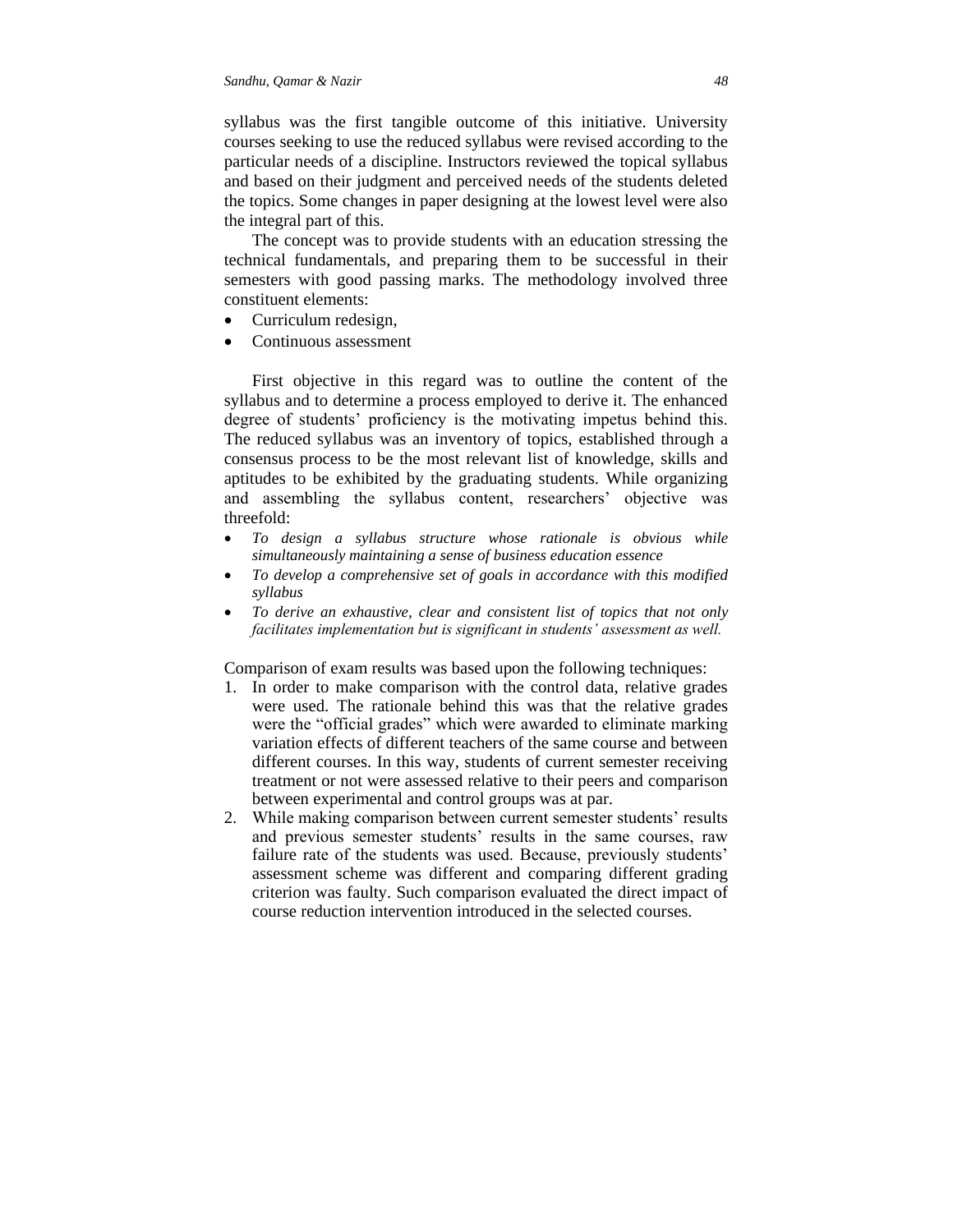syllabus was the first tangible outcome of this initiative. University courses seeking to use the reduced syllabus were revised according to the particular needs of a discipline. Instructors reviewed the topical syllabus and based on their judgment and perceived needs of the students deleted the topics. Some changes in paper designing at the lowest level were also the integral part of this.

The concept was to provide students with an education stressing the technical fundamentals, and preparing them to be successful in their semesters with good passing marks. The methodology involved three constituent elements:

- Curriculum redesign,
- Continuous assessment

First objective in this regard was to outline the content of the syllabus and to determine a process employed to derive it. The enhanced degree of students' proficiency is the motivating impetus behind this. The reduced syllabus was an inventory of topics, established through a consensus process to be the most relevant list of knowledge, skills and aptitudes to be exhibited by the graduating students. While organizing and assembling the syllabus content, researchers' objective was threefold:

- *To design a syllabus structure whose rationale is obvious while simultaneously maintaining a sense of business education essence*
- *To develop a comprehensive set of goals in accordance with this modified syllabus*
- *To derive an exhaustive, clear and consistent list of topics that not only facilitates implementation but is significant in students' assessment as well.*

Comparison of exam results was based upon the following techniques:

1. In order to make comparison with the control data, relative grades were used. The rationale behind this was that the relative grades were the "official grades" which were awarded to eliminate marking variation effects of different teachers of the same course and between different courses. In this way, students of current semester receiving treatment or not were assessed relative to their peers and comparison between experimental and control groups was at par.
2. While making comparison between current semester students' results and previous semester students' results in the same courses, raw failure rate of the students was used. Because, previously students' assessment scheme was different and comparing different grading criterion was faulty. Such comparison evaluated the direct impact of course reduction intervention introduced in the selected courses.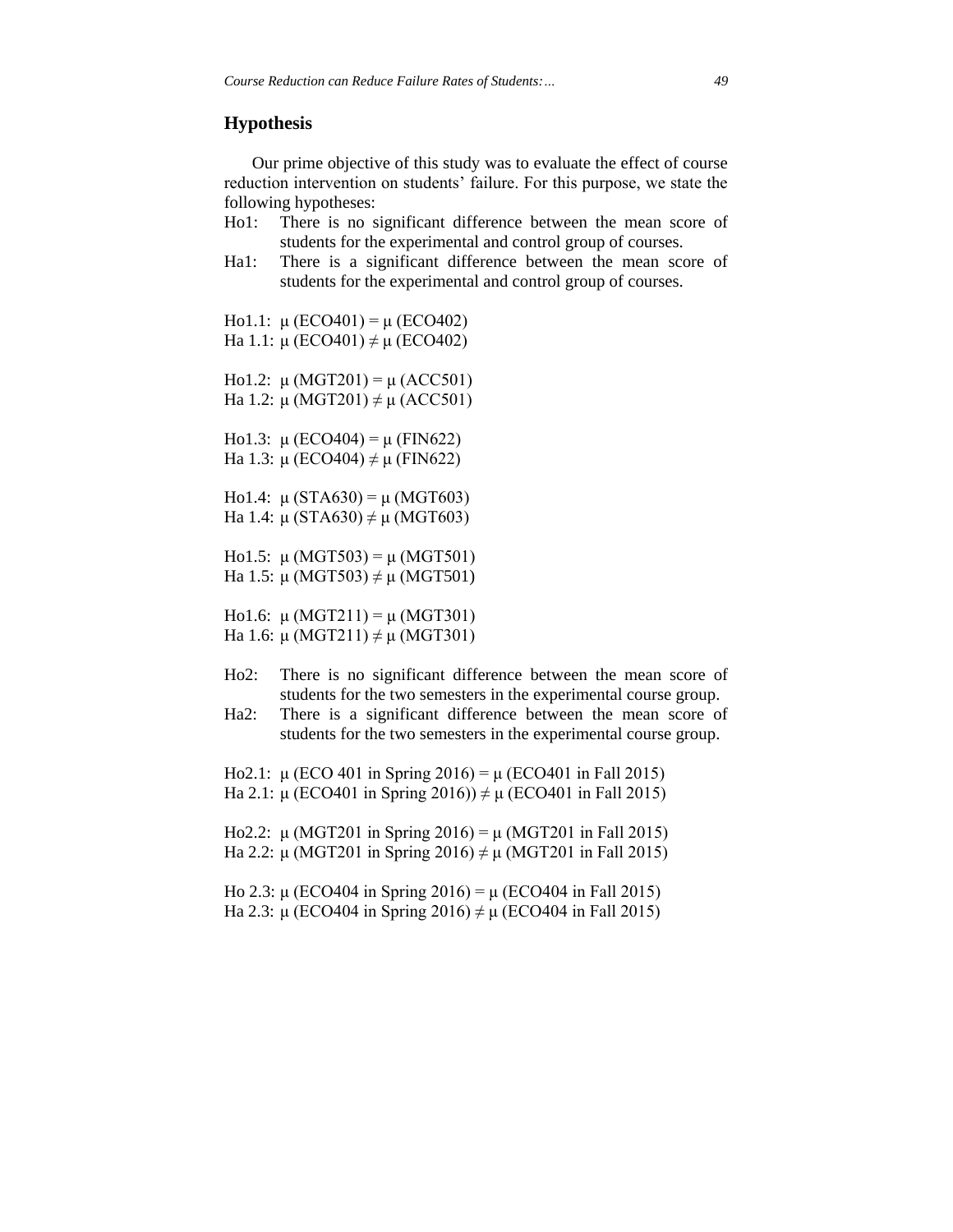## Hypothesis

Our prime objective of this study was to evaluate the effect of course reduction intervention on students' failure. For this purpose, we state the following hypotheses:

Ho1: There is no significant difference between the mean score of students for the experimental and control group of courses.

Ha1: There is a significant difference between the mean score of students for the experimental and control group of courses.

Ho1.1: $\mu$ (ECO401) = $\mu$ (ECO402)
Ha 1.1: $\mu$ (ECO401) $\neq$ $\mu$ (ECO402)

Ho1.2: $\mu$ (MGT201) = $\mu$ (ACC501)
Ha 1.2: $\mu$ (MGT201) $\neq$ $\mu$ (ACC501)

Ho1.3: $\mu$ (ECO404) = $\mu$ (FIN622)
Ha 1.3: $\mu$ (ECO404) $\neq$ $\mu$ (FIN622)

Ho1.4: $\mu$ (STA630) = $\mu$ (MGT603)
Ha 1.4: $\mu$ (STA630) $\neq$ $\mu$ (MGT603)

Ho1.5: $\mu$ (MGT503) = $\mu$ (MGT501)
Ha 1.5: $\mu$ (MGT503) $\neq$ $\mu$ (MGT501)

Ho1.6: $\mu$ (MGT211) = $\mu$ (MGT301)
Ha 1.6: $\mu$ (MGT211) $\neq$ $\mu$ (MGT301)

Ho2: There is no significant difference between the mean score of students for the two semesters in the experimental course group.

Ha2: There is a significant difference between the mean score of students for the two semesters in the experimental course group.

Ho2.1: $\mu$ (ECO 401 in Spring 2016) = $\mu$ (ECO401 in Fall 2015)
Ha 2.1: $\mu$ (ECO401 in Spring 2016)) $\neq$ $\mu$ (ECO401 in Fall 2015)

Ho2.2: $\mu$ (MGT201 in Spring 2016) = $\mu$ (MGT201 in Fall 2015)
Ha 2.2: $\mu$ (MGT201 in Spring 2016) $\neq$ $\mu$ (MGT201 in Fall 2015)

Ho 2.3: $\mu$ (ECO404 in Spring 2016) = $\mu$ (ECO404 in Fall 2015)
Ha 2.3: $\mu$ (ECO404 in Spring 2016) $\neq$ $\mu$ (ECO404 in Fall 2015)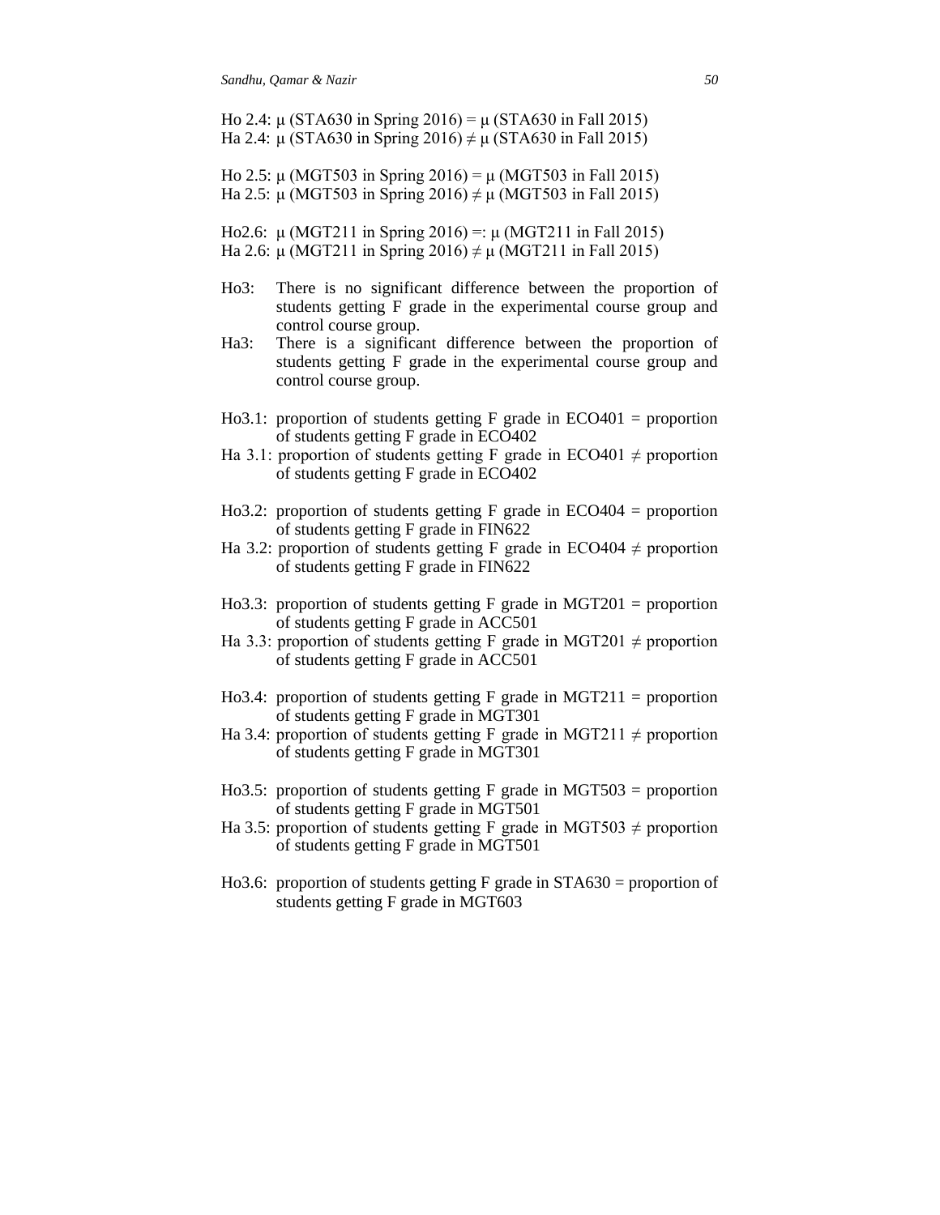Ho 2.4: $\mu$ (STA630 in Spring 2016) = $\mu$ (STA630 in Fall 2015)
Ha 2.4: $\mu$ (STA630 in Spring 2016) $\neq$ $\mu$ (STA630 in Fall 2015)

Ho 2.5: $\mu$ (MGT503 in Spring 2016) = $\mu$ (MGT503 in Fall 2015)
Ha 2.5: $\mu$ (MGT503 in Spring 2016) $\neq$ $\mu$ (MGT503 in Fall 2015)

Ho2.6: $\mu$ (MGT211 in Spring 2016) =: $\mu$ (MGT211 in Fall 2015)
Ha 2.6: $\mu$ (MGT211 in Spring 2016) $\neq$ $\mu$ (MGT211 in Fall 2015)

Ho3: There is no significant difference between the proportion of students getting F grade in the experimental course group and control course group.
Ha3: There is a significant difference between the proportion of students getting F grade in the experimental course group and control course group.

Ho3.1: proportion of students getting F grade in ECO401 = proportion of students getting F grade in ECO402
Ha 3.1: proportion of students getting F grade in ECO401 $\neq$ proportion of students getting F grade in ECO402

Ho3.2: proportion of students getting F grade in ECO404 = proportion of students getting F grade in FIN622
Ha 3.2: proportion of students getting F grade in ECO404 $\neq$ proportion of students getting F grade in FIN622

Ho3.3: proportion of students getting F grade in MGT201 = proportion of students getting F grade in ACC501
Ha 3.3: proportion of students getting F grade in MGT201 $\neq$ proportion of students getting F grade in ACC501

Ho3.4: proportion of students getting F grade in MGT211 = proportion of students getting F grade in MGT301
Ha 3.4: proportion of students getting F grade in MGT211 $\neq$ proportion of students getting F grade in MGT301

Ho3.5: proportion of students getting F grade in MGT503 = proportion of students getting F grade in MGT501
Ha 3.5: proportion of students getting F grade in MGT503 $\neq$ proportion of students getting F grade in MGT501

Ho3.6: proportion of students getting F grade in STA630 = proportion of students getting F grade in MGT603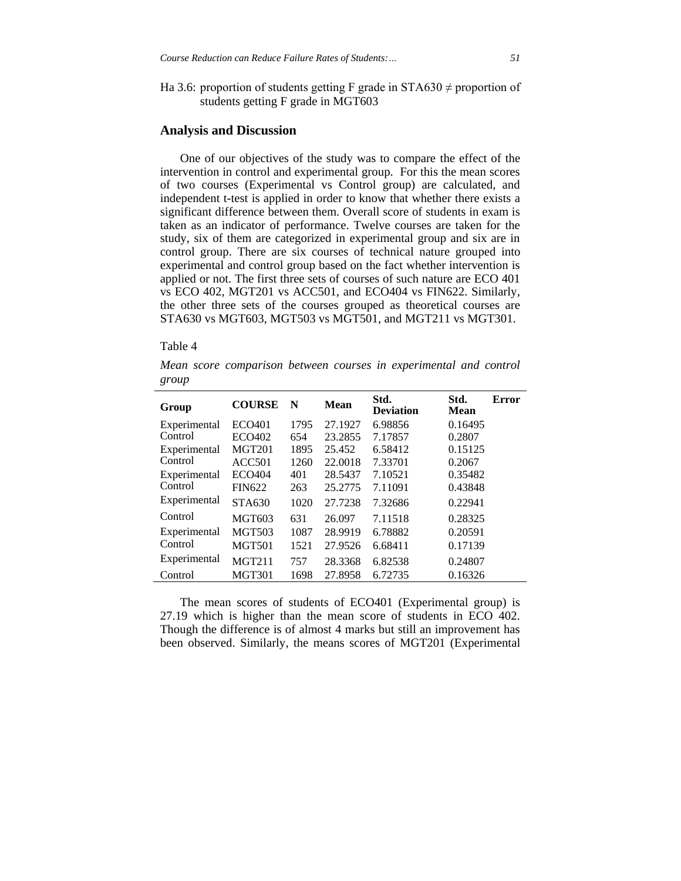Ha 3.6: proportion of students getting F grade in STA630 ≠ proportion of students getting F grade in MGT603

## Analysis and Discussion

One of our objectives of the study was to compare the effect of the intervention in control and experimental group. For this the mean scores of two courses (Experimental vs Control group) are calculated, and independent t-test is applied in order to know that whether there exists a significant difference between them. Overall score of students in exam is taken as an indicator of performance. Twelve courses are taken for the study, six of them are categorized in experimental group and six are in control group. There are six courses of technical nature grouped into experimental and control group based on the fact whether intervention is applied or not. The first three sets of courses of such nature are ECO 401 vs ECO 402, MGT201 vs ACC501, and ECO404 vs FIN622. Similarly, the other three sets of the courses grouped as theoretical courses are STA630 vs MGT603, MGT503 vs MGT501, and MGT211 vs MGT301.

Table 4

*Mean score comparison between courses in experimental and control group*

| Group | COURSE | N | Mean | Std. Deviation | Std. Error Mean |
|---|---|---|---|---|---|
| Experimental | ECO401 | 1795 | 27.1927 | 6.98856 | 0.16495 |
| Control | ECO402 | 654 | 23.2855 | 7.17857 | 0.2807 |
| Experimental | MGT201 | 1895 | 25.452 | 6.58412 | 0.15125 |
| Control | ACC501 | 1260 | 22.0018 | 7.33701 | 0.2067 |
| Experimental | ECO404 | 401 | 28.5437 | 7.10521 | 0.35482 |
| Control | FIN622 | 263 | 25.2775 | 7.11091 | 0.43848 |
| Experimental | STA630 | 1020 | 27.7238 | 7.32686 | 0.22941 |
| Control | MGT603 | 631 | 26.097 | 7.11518 | 0.28325 |
| Experimental | MGT503 | 1087 | 28.9919 | 6.78882 | 0.20591 |
| Control | MGT501 | 1521 | 27.9526 | 6.68411 | 0.17139 |
| Experimental | MGT211 | 757 | 28.3368 | 6.82538 | 0.24807 |
| Control | MGT301 | 1698 | 27.8958 | 6.72735 | 0.16326 |

The mean scores of students of ECO401 (Experimental group) is 27.19 which is higher than the mean score of students in ECO 402. Though the difference is of almost 4 marks but still an improvement has been observed. Similarly, the means scores of MGT201 (Experimental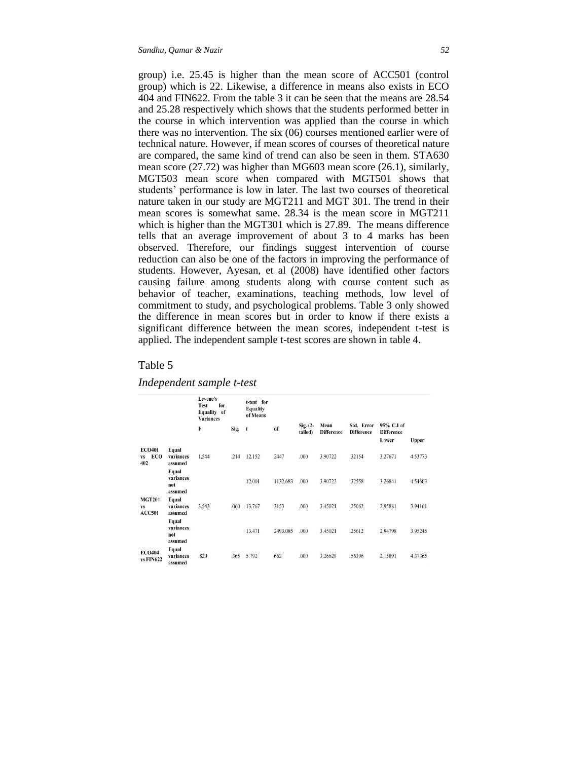group) i.e. 25.45 is higher than the mean score of ACC501 (control group) which is 22. Likewise, a difference in means also exists in ECO 404 and FIN622. From the table 3 it can be seen that the means are 28.54 and 25.28 respectively which shows that the students performed better in the course in which intervention was applied than the course in which there was no intervention. The six (06) courses mentioned earlier were of technical nature. However, if mean scores of courses of theoretical nature are compared, the same kind of trend can also be seen in them. STA630 mean score (27.72) was higher than MG603 mean score (26.1), similarly, MGT503 mean score when compared with MGT501 shows that students' performance is low in later. The last two courses of theoretical nature taken in our study are MGT211 and MGT 301. The trend in their mean scores is somewhat same. 28.34 is the mean score in MGT211 which is higher than the MGT301 which is 27.89. The means difference tells that an average improvement of about 3 to 4 marks has been observed. Therefore, our findings suggest intervention of course reduction can also be one of the factors in improving the performance of students. However, Ayesan, et al (2008) have identified other factors causing failure among students along with course content such as behavior of teacher, examinations, teaching methods, low level of commitment to study, and psychological problems. Table 3 only showed the difference in mean scores but in order to know if there exists a significant difference between the mean scores, independent t-test is applied. The independent sample t-test scores are shown in table 4.

Table 5

*Independent sample t-test*

| | | Levene's Test for Equality of Variances | | t-test for Equality of Means | | | | | | |
|---|---|---|---|---|---|---|---|---|---|---|
| | | F | Sig. | t | df | Sig. (2-tailed) | Mean Difference | Std. Error Difference | 95% C.I of Difference | |
| | | | | | | | | | Lower | Upper |
| ECO401 vs ECO 402 | Equal variances assumed | 1.544 | .214 | 12.152 | 2447 | .000 | 3.90722 | .32154 | 3.27671 | 4.53773 |
| | Equal variances not assumed | | | 12.001 | 1132.683 | .000 | 3.90722 | .32558 | 3.26841 | 4.54603 |
| MGT201 vs ACC501 | Equal variances assumed | 3.543 | .060 | 13.767 | 3153 | .000 | 3.45021 | .25062 | 2.95881 | 3.94161 |
| | Equal variances not assumed | | | 13.471 | 2493.085 | .000 | 3.45021 | .25612 | 2.94798 | 3.95245 |
| ECO404 vs FIN622 | Equal variances assumed | .820 | .365 | 5.792 | 662 | .000 | 3.26628 | .56396 | 2.15891 | 4.37365 |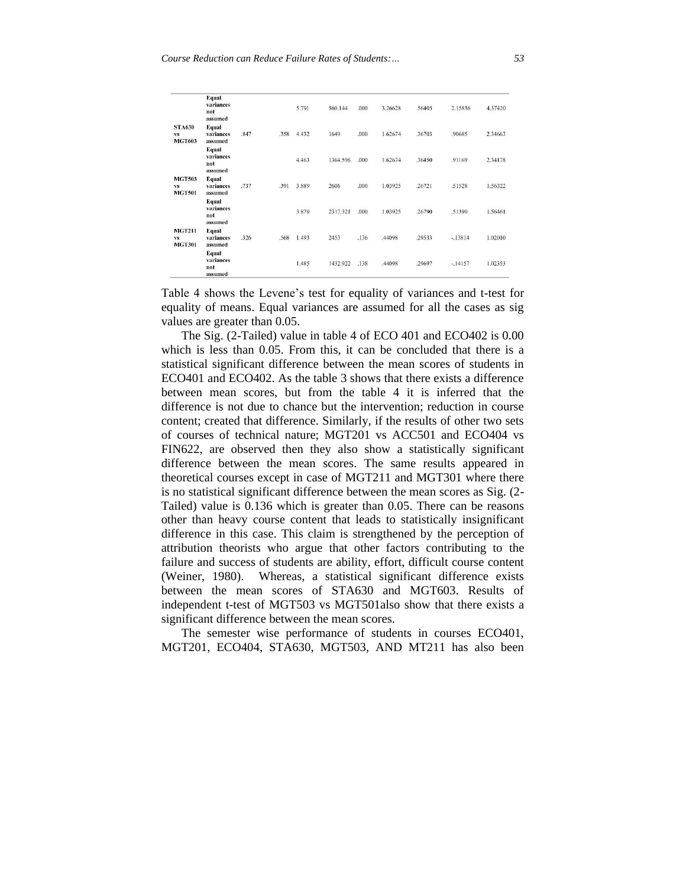| | | | | | | | | | | |
|---|---|---|---|---|---|---|---|---|---|---|
| | Equal variances not assumed | | | 5.791 | 560.144 | .000 | 3.26628 | .56405 | 2.15836 | 4.37420 |
| STA630 vs MGT603 | Equal variances assumed | .847 | .358 | 4.432 | 1649 | .000 | 1.62674 | .36703 | .90685 | 2.34663 |
| | Equal variances not assumed | | | 4.463 | 1364.596 | .000 | 1.62674 | .36450 | .91169 | 2.34178 |
| MGT503 vs MGT501 | Equal variances assumed | .737 | .391 | 3.889 | 2606 | .000 | 1.03925 | .26721 | .51528 | 1.56322 |
| | Equal variances not assumed | | | 3.879 | 2317.321 | .000 | 1.03925 | .26790 | .51390 | 1.56461 |
| MGT211 vs MGT301 | Equal variances assumed | .326 | .568 | 1.493 | 2453 | .136 | .44098 | .29533 | -.13814 | 1.02010 |
| | Equal variances not assumed | | | 1.485 | 1432.922 | .138 | .44098 | .29697 | -.14157 | 1.02353 |

Table 4 shows the Levene's test for equality of variances and t-test for equality of means. Equal variances are assumed for all the cases as sig values are greater than 0.05.

The Sig. (2-Tailed) value in table 4 of ECO 401 and ECO402 is 0.00 which is less than 0.05. From this, it can be concluded that there is a statistical significant difference between the mean scores of students in ECO401 and ECO402. As the table 3 shows that there exists a difference between mean scores, but from the table 4 it is inferred that the difference is not due to chance but the intervention; reduction in course content; created that difference. Similarly, if the results of other two sets of courses of technical nature; MGT201 vs ACC501 and ECO404 vs FIN622, are observed then they also show a statistically significant difference between the mean scores. The same results appeared in theoretical courses except in case of MGT211 and MGT301 where there is no statistical significant difference between the mean scores as Sig. (2-Tailed) value is 0.136 which is greater than 0.05. There can be reasons other than heavy course content that leads to statistically insignificant difference in this case. This claim is strengthened by the perception of attribution theorists who argue that other factors contributing to the failure and success of students are ability, effort, difficult course content (Weiner, 1980). Whereas, a statistical significant difference exists between the mean scores of STA630 and MGT603. Results of independent t-test of MGT503 vs MGT501also show that there exists a significant difference between the mean scores.

The semester wise performance of students in courses ECO401, MGT201, ECO404, STA630, MGT503, AND MT211 has also been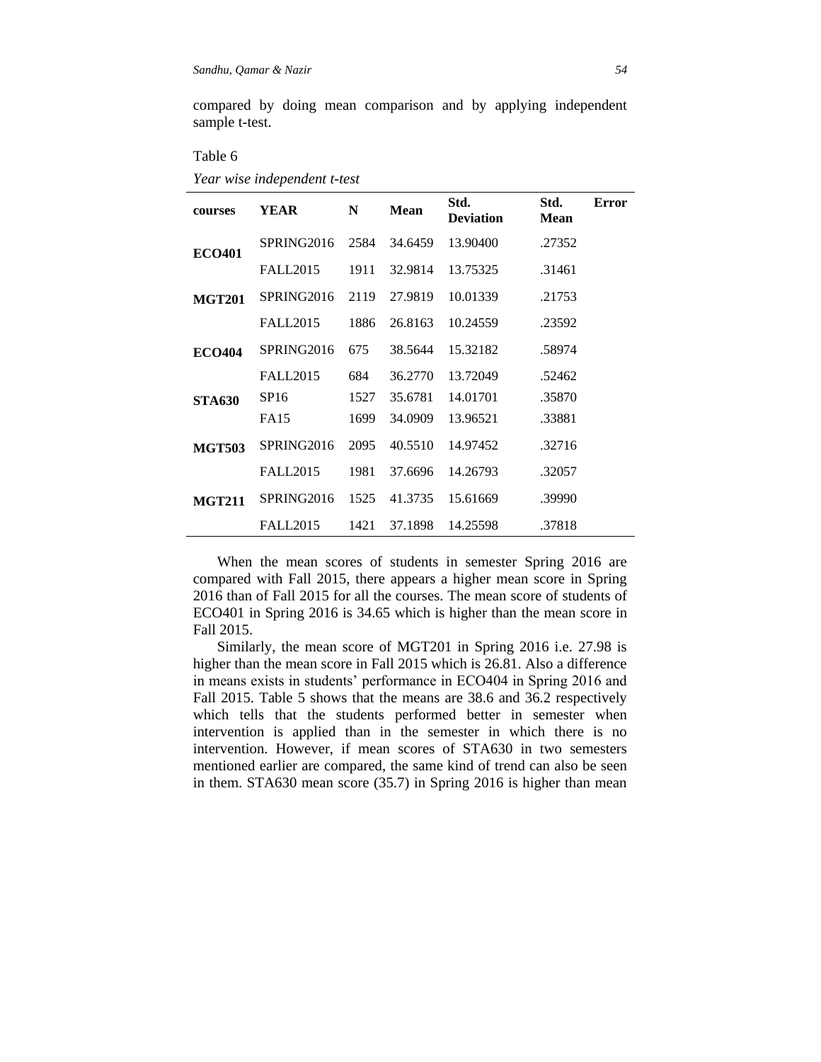compared by doing mean comparison and by applying independent sample t-test.

Table 6

*Year wise independent t-test*

| courses | YEAR | N | Mean | Std. Deviation | Std. Error Mean |
|---|---|---|---|---|---|
| **ECO401** | SPRING2016 | 2584 | 34.6459 | 13.90400 | .27352 |
| | FALL2015 | 1911 | 32.9814 | 13.75325 | .31461 |
| **MGT201** | SPRING2016 | 2119 | 27.9819 | 10.01339 | .21753 |
| | FALL2015 | 1886 | 26.8163 | 10.24559 | .23592 |
| **ECO404** | SPRING2016 | 675 | 38.5644 | 15.32182 | .58974 |
| | FALL2015 | 684 | 36.2770 | 13.72049 | .52462 |
| **STA630** | SP16 | 1527 | 35.6781 | 14.01701 | .35870 |
| | FA15 | 1699 | 34.0909 | 13.96521 | .33881 |
| **MGT503** | SPRING2016 | 2095 | 40.5510 | 14.97452 | .32716 |
| | FALL2015 | 1981 | 37.6696 | 14.26793 | .32057 |
| **MGT211** | SPRING2016 | 1525 | 41.3735 | 15.61669 | .39990 |
| | FALL2015 | 1421 | 37.1898 | 14.25598 | .37818 |

When the mean scores of students in semester Spring 2016 are compared with Fall 2015, there appears a higher mean score in Spring 2016 than of Fall 2015 for all the courses. The mean score of students of ECO401 in Spring 2016 is 34.65 which is higher than the mean score in Fall 2015.

Similarly, the mean score of MGT201 in Spring 2016 i.e. 27.98 is higher than the mean score in Fall 2015 which is 26.81. Also a difference in means exists in students' performance in ECO404 in Spring 2016 and Fall 2015. Table 5 shows that the means are 38.6 and 36.2 respectively which tells that the students performed better in semester when intervention is applied than in the semester in which there is no intervention. However, if mean scores of STA630 in two semesters mentioned earlier are compared, the same kind of trend can also be seen in them. STA630 mean score (35.7) in Spring 2016 is higher than mean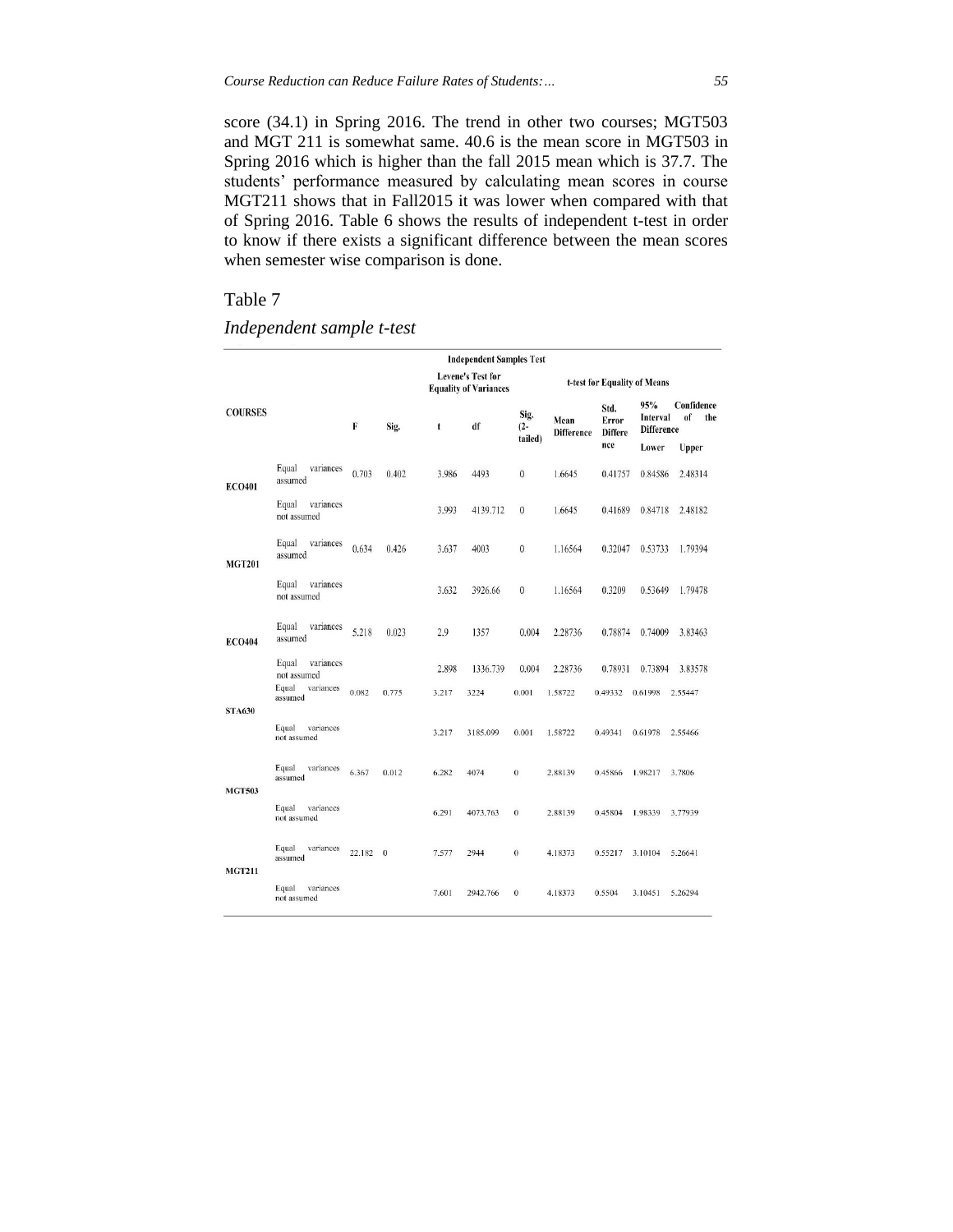score (34.1) in Spring 2016. The trend in other two courses; MGT503 and MGT 211 is somewhat same. 40.6 is the mean score in MGT503 in Spring 2016 which is higher than the fall 2015 mean which is 37.7. The students' performance measured by calculating mean scores in course MGT211 shows that in Fall2015 it was lower when compared with that of Spring 2016. Table 6 shows the results of independent t-test in order to know if there exists a significant difference between the mean scores when semester wise comparison is done.

Table 7

*Independent sample t-test*

| | | Independent Samples Test | | | | | | | | |
|---|---|---|---|---|---|---|---|---|---|---|
| | | Levene's Test for Equality of Variances | | t-test for Equality of Means | | | | | | |
| COURSES | | F | Sig. | t | df | Sig. (2-tailed) | Mean Difference | Std. Error Difference | 95% Confidence Interval of the Difference | |
| | | | | | | | | | Lower | Upper |
| ECO401 | Equal variances assumed | 0.703 | 0.402 | 3.986 | 4493 | 0 | 1.6645 | 0.41757 | 0.84586 | 2.48314 |
| | Equal variances not assumed | | | 3.993 | 4139.712 | 0 | 1.6645 | 0.41689 | 0.84718 | 2.48182 |
| MGT201 | Equal variances assumed | 0.634 | 0.426 | 3.637 | 4003 | 0 | 1.16564 | 0.32047 | 0.53733 | 1.79394 |
| | Equal variances not assumed | | | 3.632 | 3926.66 | 0 | 1.16564 | 0.3209 | 0.53649 | 1.79478 |
| ECO404 | Equal variances assumed | 5.218 | 0.023 | 2.9 | 1357 | 0.004 | 2.28736 | 0.78874 | 0.74009 | 3.83463 |
| | Equal variances not assumed | | | 2.898 | 1336.739 | 0.004 | 2.28736 | 0.78931 | 0.73894 | 3.83578 |
| STA630 | Equal variances assumed | 0.082 | 0.775 | 3.217 | 3224 | 0.001 | 1.58722 | 0.49332 | 0.61998 | 2.55447 |
| | Equal variances not assumed | | | 3.217 | 3185.099 | 0.001 | 1.58722 | 0.49341 | 0.61978 | 2.55466 |
| MGT503 | Equal variances assumed | 6.367 | 0.012 | 6.282 | 4074 | 0 | 2.88139 | 0.45866 | 1.98217 | 3.7806 |
| | Equal variances not assumed | | | 6.291 | 4073.763 | 0 | 2.88139 | 0.45804 | 1.98339 | 3.77939 |
| MGT211 | Equal variances assumed | 22.182 | 0 | 7.577 | 2944 | 0 | 4.18373 | 0.55217 | 3.10104 | 5.26641 |
| | Equal variances not assumed | | | 7.601 | 2942.766 | 0 | 4.18373 | 0.5504 | 3.10451 | 5.26294 |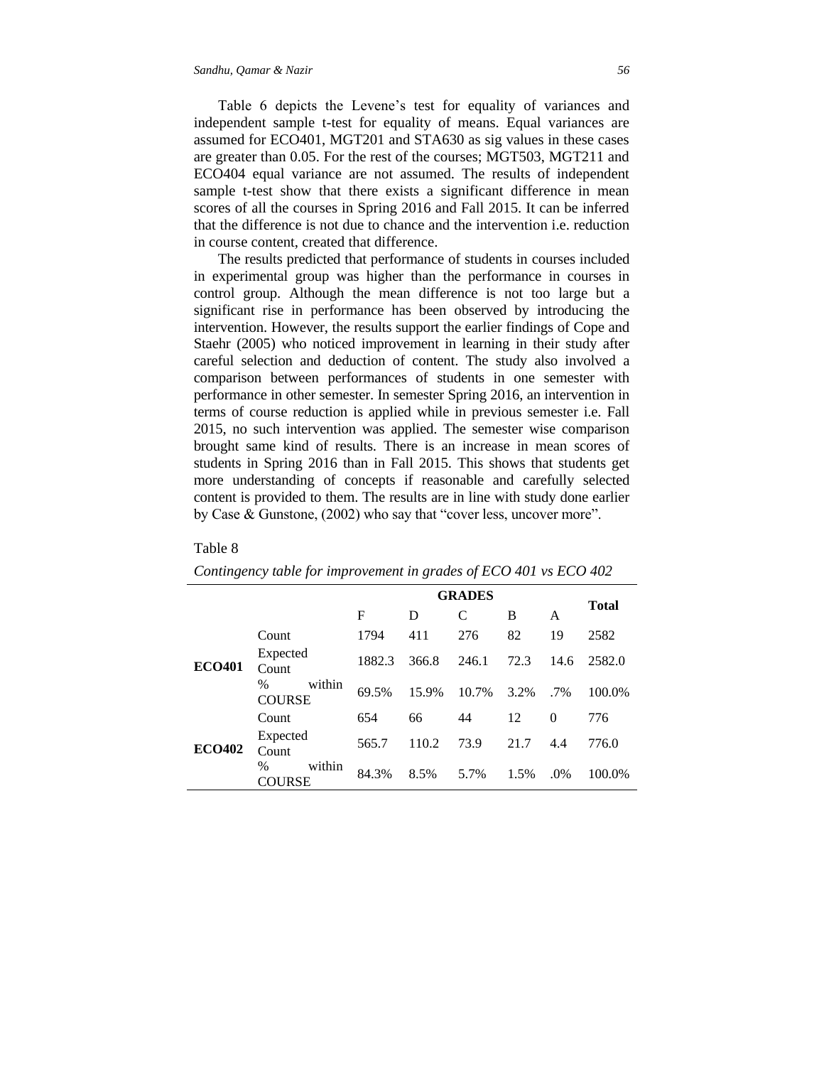Table 6 depicts the Levene's test for equality of variances and independent sample t-test for equality of means. Equal variances are assumed for ECO401, MGT201 and STA630 as sig values in these cases are greater than 0.05. For the rest of the courses; MGT503, MGT211 and ECO404 equal variance are not assumed. The results of independent sample t-test show that there exists a significant difference in mean scores of all the courses in Spring 2016 and Fall 2015. It can be inferred that the difference is not due to chance and the intervention i.e. reduction in course content, created that difference.

The results predicted that performance of students in courses included in experimental group was higher than the performance in courses in control group. Although the mean difference is not too large but a significant rise in performance has been observed by introducing the intervention. However, the results support the earlier findings of Cope and Staehr (2005) who noticed improvement in learning in their study after careful selection and deduction of content. The study also involved a comparison between performances of students in one semester with performance in other semester. In semester Spring 2016, an intervention in terms of course reduction is applied while in previous semester i.e. Fall 2015, no such intervention was applied. The semester wise comparison brought same kind of results. There is an increase in mean scores of students in Spring 2016 than in Fall 2015. This shows that students get more understanding of concepts if reasonable and carefully selected content is provided to them. The results are in line with study done earlier by Case & Gunstone, (2002) who say that "cover less, uncover more".

Table 8

*Contingency table for improvement in grades of ECO 401 vs ECO 402*

| | | GRADES | | | | | Total |
|---|---|---|---|---|---|---|---|
| | | F | D | C | B | A | |
| **ECO401** | Count | 1794 | 411 | 276 | 82 | 19 | 2582 |
| | Expected Count | 1882.3 | 366.8 | 246.1 | 72.3 | 14.6 | 2582.0 |
| | % within COURSE | 69.5% | 15.9% | 10.7% | 3.2% | .7% | 100.0% |
| **ECO402** | Count | 654 | 66 | 44 | 12 | 0 | 776 |
| | Expected Count | 565.7 | 110.2 | 73.9 | 21.7 | 4.4 | 776.0 |
| | % within COURSE | 84.3% | 8.5% | 5.7% | 1.5% | .0% | 100.0% |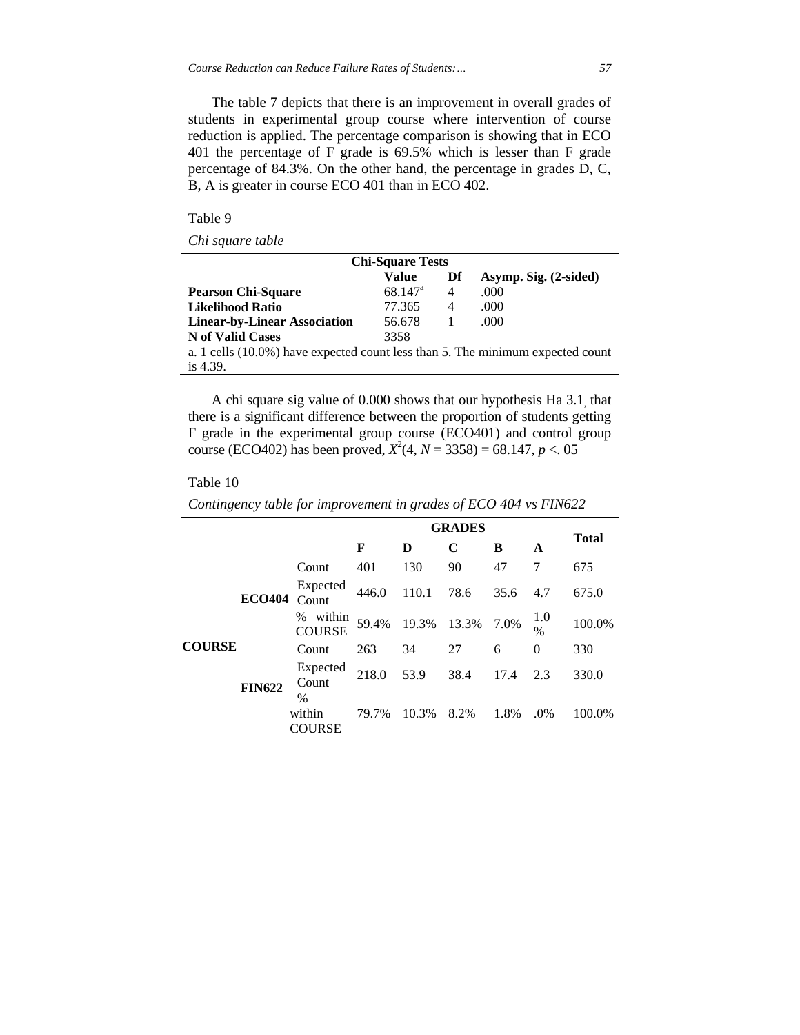The table 7 depicts that there is an improvement in overall grades of students in experimental group course where intervention of course reduction is applied. The percentage comparison is showing that in ECO 401 the percentage of F grade is 69.5% which is lesser than F grade percentage of 84.3%. On the other hand, the percentage in grades D, C, B, A is greater in course ECO 401 than in ECO 402.

Table 9

*Chi square table*

| Chi-Square Tests | | | |
|---|---|---|---|
| | **Value** | **Df** | **Asymp. Sig. (2-sided)** |
| **Pearson Chi-Square** | 68.147[a] | 4 | .000 |
| **Likelihood Ratio** | 77.365 | 4 | .000 |
| **Linear-by-Linear Association** | 56.678 | 1 | .000 |
| **N of Valid Cases** | 3358 | | |

a. 1 cells (10.0%) have expected count less than 5. The minimum expected count is 4.39.

A chi square sig value of 0.000 shows that our hypothesis Ha 3.1, that there is a significant difference between the proportion of students getting F grade in the experimental group course (ECO401) and control group course (ECO402) has been proved, $X^2(4, N = 3358) = 68.147, p < .05$

Table 10

*Contingency table for improvement in grades of ECO 404 vs FIN622*

| | | | GRADES | | | | | Total |
|---|---|---|---|---|---|---|---|---|
| | | | **F** | **D** | **C** | **B** | **A** | |
| **COURSE** | **ECO404** | Count | 401 | 130 | 90 | 47 | 7 | 675 |
| | | Expected Count | 446.0 | 110.1 | 78.6 | 35.6 | 4.7 | 675.0 |
| | | % within COURSE | 59.4% | 19.3% | 13.3% | 7.0% | 1.0 % | 100.0% |
| | **FIN622** | Count | 263 | 34 | 27 | 6 | 0 | 330 |
| | | Expected Count | 218.0 | 53.9 | 38.4 | 17.4 | 2.3 | 330.0 |
| | | % within COURSE | 79.7% | 10.3% | 8.2% | 1.8% | .0% | 100.0% |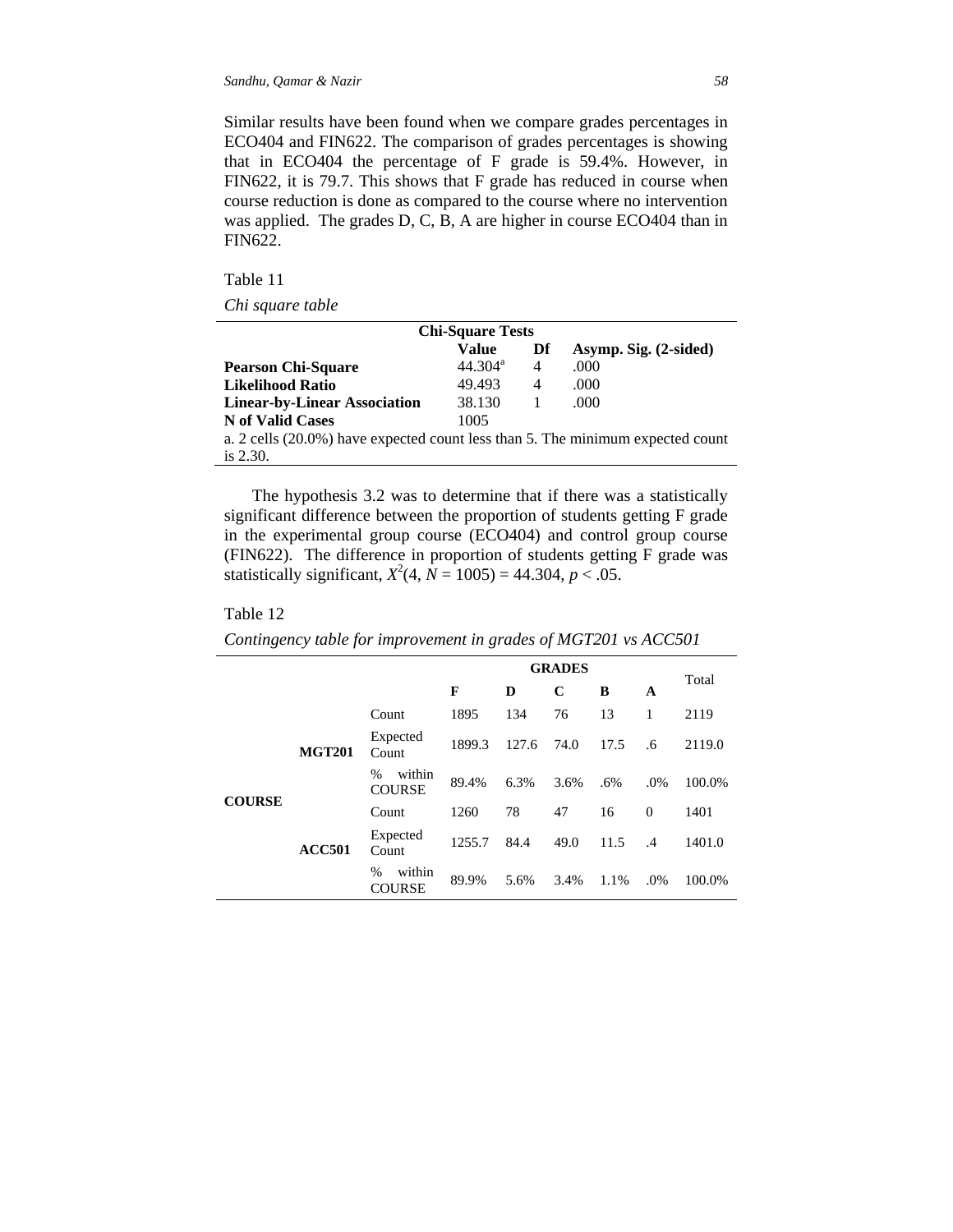Similar results have been found when we compare grades percentages in ECO404 and FIN622. The comparison of grades percentages is showing that in ECO404 the percentage of F grade is 59.4%. However, in FIN622, it is 79.7. This shows that F grade has reduced in course when course reduction is done as compared to the course where no intervention was applied. The grades D, C, B, A are higher in course ECO404 than in FIN622.

Table 11

*Chi square table*

| Chi-Square Tests | | | |
|---|---|---|---|
| | **Value** | **Df** | **Asymp. Sig. (2-sided)** |
| **Pearson Chi-Square** | 44.304[a] | 4 | .000 |
| **Likelihood Ratio** | 49.493 | 4 | .000 |
| **Linear-by-Linear Association** | 38.130 | 1 | .000 |
| **N of Valid Cases** | 1005 | | |

a. 2 cells (20.0%) have expected count less than 5. The minimum expected count is 2.30.

The hypothesis 3.2 was to determine that if there was a statistically significant difference between the proportion of students getting F grade in the experimental group course (ECO404) and control group course (FIN622). The difference in proportion of students getting F grade was statistically significant, $X^2(4, N = 1005) = 44.304, p < .05$.

Table 12

*Contingency table for improvement in grades of MGT201 vs ACC501*

| | | | GRADES | | | | | Total |
|---|---|---|---|---|---|---|---|---|
| | | | **F** | **D** | **C** | **B** | **A** | |
| **COURSE** | **MGT201** | Count | 1895 | 134 | 76 | 13 | 1 | 2119 |
| | | Expected Count | 1899.3 | 127.6 | 74.0 | 17.5 | .6 | 2119.0 |
| | | % within COURSE | 89.4% | 6.3% | 3.6% | .6% | .0% | 100.0% |
| | **ACC501** | Count | 1260 | 78 | 47 | 16 | 0 | 1401 |
| | | Expected Count | 1255.7 | 84.4 | 49.0 | 11.5 | .4 | 1401.0 |
| | | % within COURSE | 89.9% | 5.6% | 3.4% | 1.1% | .0% | 100.0% |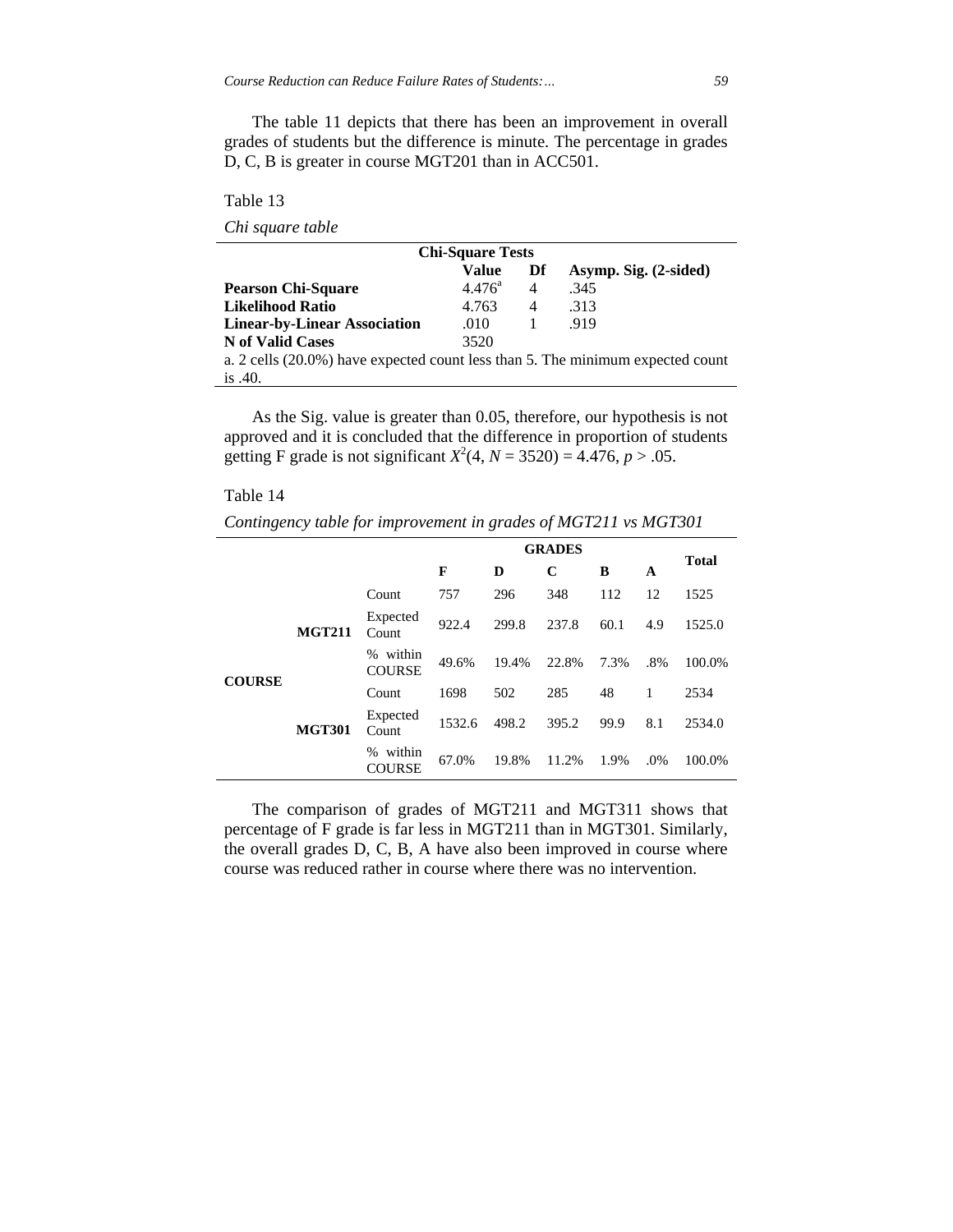The table 11 depicts that there has been an improvement in overall grades of students but the difference is minute. The percentage in grades D, C, B is greater in course MGT201 than in ACC501.

Table 13

*Chi square table*

| Chi-Square Tests | | | |
|---|---|---|---|
| | **Value** | **Df** | **Asymp. Sig. (2-sided)** |
| **Pearson Chi-Square** | 4.476[a] | 4 | .345 |
| **Likelihood Ratio** | 4.763 | 4 | .313 |
| **Linear-by-Linear Association** | .010 | 1 | .919 |
| **N of Valid Cases** | 3520 | | |

a. 2 cells (20.0%) have expected count less than 5. The minimum expected count is .40.

As the Sig. value is greater than 0.05, therefore, our hypothesis is not approved and it is concluded that the difference in proportion of students getting F grade is not significant $X^2(4, N = 3520) = 4.476, p > .05$.

Table 14

*Contingency table for improvement in grades of MGT211 vs MGT301*

| | | | GRADES | | | | | Total |
|---|---|---|---|---|---|---|---|---|
| | | | **F** | **D** | **C** | **B** | **A** | |
| **COURSE** | **MGT211** | Count | 757 | 296 | 348 | 112 | 12 | 1525 |
| | | Expected Count | 922.4 | 299.8 | 237.8 | 60.1 | 4.9 | 1525.0 |
| | | % within COURSE | 49.6% | 19.4% | 22.8% | 7.3% | .8% | 100.0% |
| | **MGT301** | Count | 1698 | 502 | 285 | 48 | 1 | 2534 |
| | | Expected Count | 1532.6 | 498.2 | 395.2 | 99.9 | 8.1 | 2534.0 |
| | | % within COURSE | 67.0% | 19.8% | 11.2% | 1.9% | .0% | 100.0% |

The comparison of grades of MGT211 and MGT311 shows that percentage of F grade is far less in MGT211 than in MGT301. Similarly, the overall grades D, C, B, A have also been improved in course where course was reduced rather in course where there was no intervention.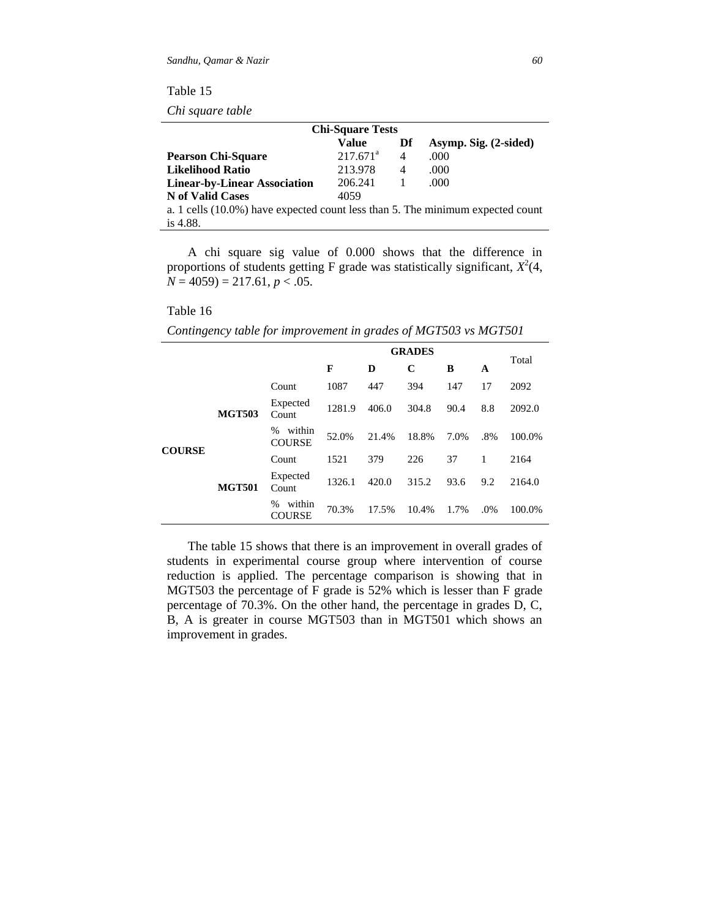Table 15

*Chi square table*

| Chi-Square Tests | | | |
|---|---|---|---|
| | **Value** | **Df** | **Asymp. Sig. (2-sided)** |
| **Pearson Chi-Square** | 217.671[a] | 4 | .000 |
| **Likelihood Ratio** | 213.978 | 4 | .000 |
| **Linear-by-Linear Association** | 206.241 | 1 | .000 |
| **N of Valid Cases** | 4059 | | |

a. 1 cells (10.0%) have expected count less than 5. The minimum expected count is 4.88.

A chi square sig value of 0.000 shows that the difference in proportions of students getting F grade was statistically significant, $X^2(4, N = 4059) = 217.61$, $p < .05$.

Table 16

*Contingency table for improvement in grades of MGT503 vs MGT501*

| | | | GRADES | | | | | Total |
|---|---|---|---|---|---|---|---|---|
| | | | **F** | **D** | **C** | **B** | **A** | |
| **COURSE** | **MGT503** | Count | 1087 | 447 | 394 | 147 | 17 | 2092 |
| | | Expected Count | 1281.9 | 406.0 | 304.8 | 90.4 | 8.8 | 2092.0 |
| | | % within COURSE | 52.0% | 21.4% | 18.8% | 7.0% | .8% | 100.0% |
| | **MGT501** | Count | 1521 | 379 | 226 | 37 | 1 | 2164 |
| | | Expected Count | 1326.1 | 420.0 | 315.2 | 93.6 | 9.2 | 2164.0 |
| | | % within COURSE | 70.3% | 17.5% | 10.4% | 1.7% | .0% | 100.0% |

The table 15 shows that there is an improvement in overall grades of students in experimental course group where intervention of course reduction is applied. The percentage comparison is showing that in MGT503 the percentage of F grade is 52% which is lesser than F grade percentage of 70.3%. On the other hand, the percentage in grades D, C, B, A is greater in course MGT503 than in MGT501 which shows an improvement in grades.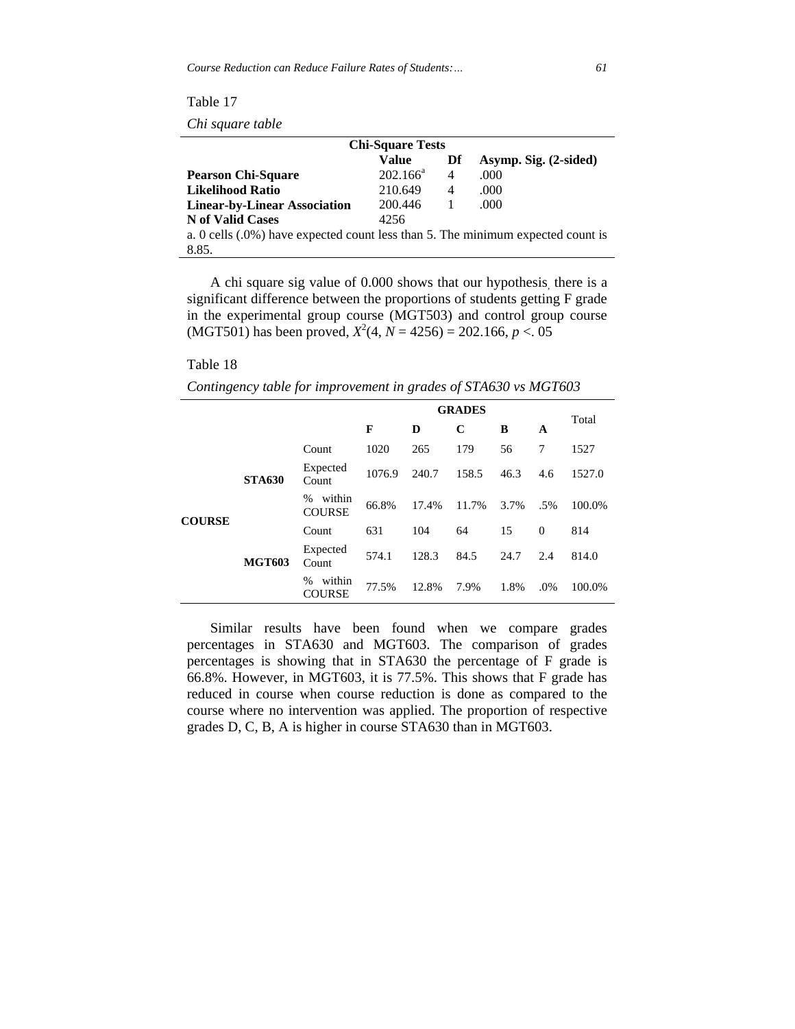Table 17

*Chi square table*

| Chi-Square Tests | | | |
|---|---|---|---|
| | **Value** | **Df** | **Asymp. Sig. (2-sided)** |
| **Pearson Chi-Square** | 202.166[a] | 4 | .000 |
| **Likelihood Ratio** | 210.649 | 4 | .000 |
| **Linear-by-Linear Association** | 200.446 | 1 | .000 |
| **N of Valid Cases** | 4256 | | |

a. 0 cells (.0%) have expected count less than 5. The minimum expected count is 8.85.

A chi square sig value of 0.000 shows that our hypothesis, there is a significant difference between the proportions of students getting F grade in the experimental group course (MGT503) and control group course (MGT501) has been proved, $X^2(4, N = 4256) = 202.166$, $p < .05$

Table 18

*Contingency table for improvement in grades of STA630 vs MGT603*

| | | | GRADES | | | | | Total |
|---|---|---|---|---|---|---|---|---|
| | | | **F** | **D** | **C** | **B** | **A** | |
| **COURSE** | **STA630** | Count | 1020 | 265 | 179 | 56 | 7 | 1527 |
| | | Expected Count | 1076.9 | 240.7 | 158.5 | 46.3 | 4.6 | 1527.0 |
| | | % within COURSE | 66.8% | 17.4% | 11.7% | 3.7% | .5% | 100.0% |
| | **MGT603** | Count | 631 | 104 | 64 | 15 | 0 | 814 |
| | | Expected Count | 574.1 | 128.3 | 84.5 | 24.7 | 2.4 | 814.0 |
| | | % within COURSE | 77.5% | 12.8% | 7.9% | 1.8% | .0% | 100.0% |

Similar results have been found when we compare grades percentages in STA630 and MGT603. The comparison of grades percentages is showing that in STA630 the percentage of F grade is 66.8%. However, in MGT603, it is 77.5%. This shows that F grade has reduced in course when course reduction is done as compared to the course where no intervention was applied. The proportion of respective grades D, C, B, A is higher in course STA630 than in MGT603.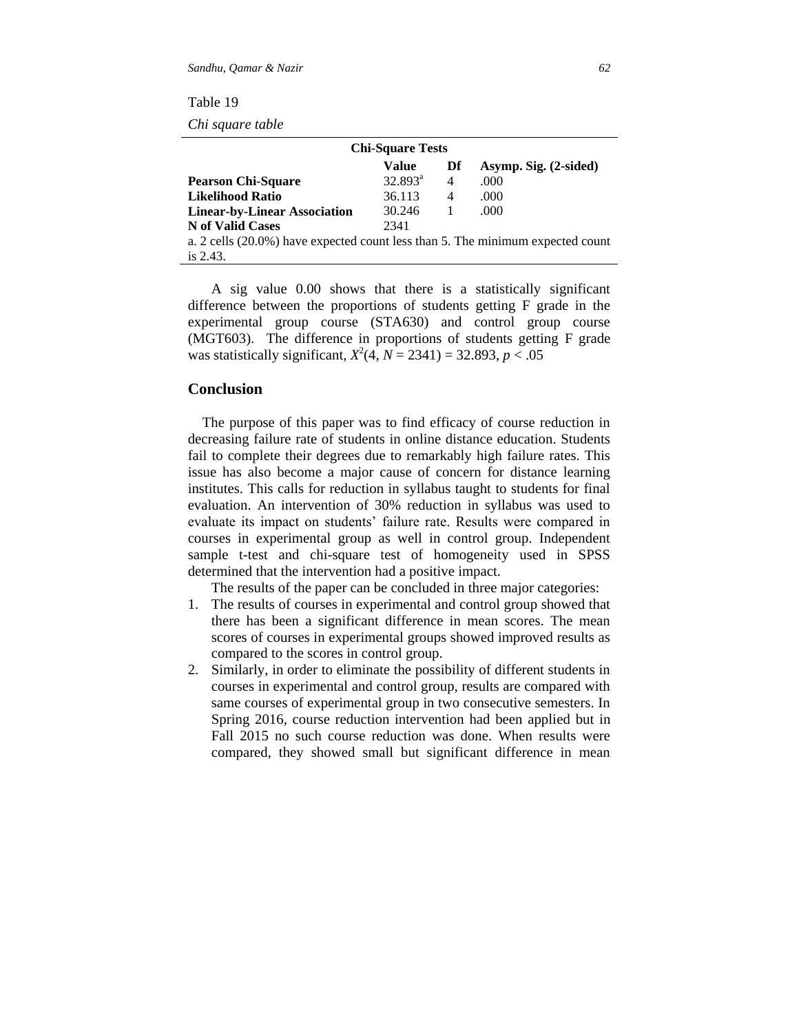Table 19

*Chi square table*

| Chi-Square Tests | | | |
|---|---|---|---|
| | **Value** | **Df** | **Asymp. Sig. (2-sided)** |
| **Pearson Chi-Square** | 32.893[a] | 4 | .000 |
| **Likelihood Ratio** | 36.113 | 4 | .000 |
| **Linear-by-Linear Association** | 30.246 | 1 | .000 |
| **N of Valid Cases** | 2341 | | |

a. 2 cells (20.0%) have expected count less than 5. The minimum expected count is 2.43.

A sig value 0.00 shows that there is a statistically significant difference between the proportions of students getting F grade in the experimental group course (STA630) and control group course (MGT603). The difference in proportions of students getting F grade was statistically significant, $X^2(4, N = 2341) = 32.893, p < .05$

## Conclusion

The purpose of this paper was to find efficacy of course reduction in decreasing failure rate of students in online distance education. Students fail to complete their degrees due to remarkably high failure rates. This issue has also become a major cause of concern for distance learning institutes. This calls for reduction in syllabus taught to students for final evaluation. An intervention of 30% reduction in syllabus was used to evaluate its impact on students' failure rate. Results were compared in courses in experimental group as well in control group. Independent sample t-test and chi-square test of homogeneity used in SPSS determined that the intervention had a positive impact.

The results of the paper can be concluded in three major categories:

1. The results of courses in experimental and control group showed that there has been a significant difference in mean scores. The mean scores of courses in experimental groups showed improved results as compared to the scores in control group.
2. Similarly, in order to eliminate the possibility of different students in courses in experimental and control group, results are compared with same courses of experimental group in two consecutive semesters. In Spring 2016, course reduction intervention had been applied but in Fall 2015 no such course reduction was done. When results were compared, they showed small but significant difference in mean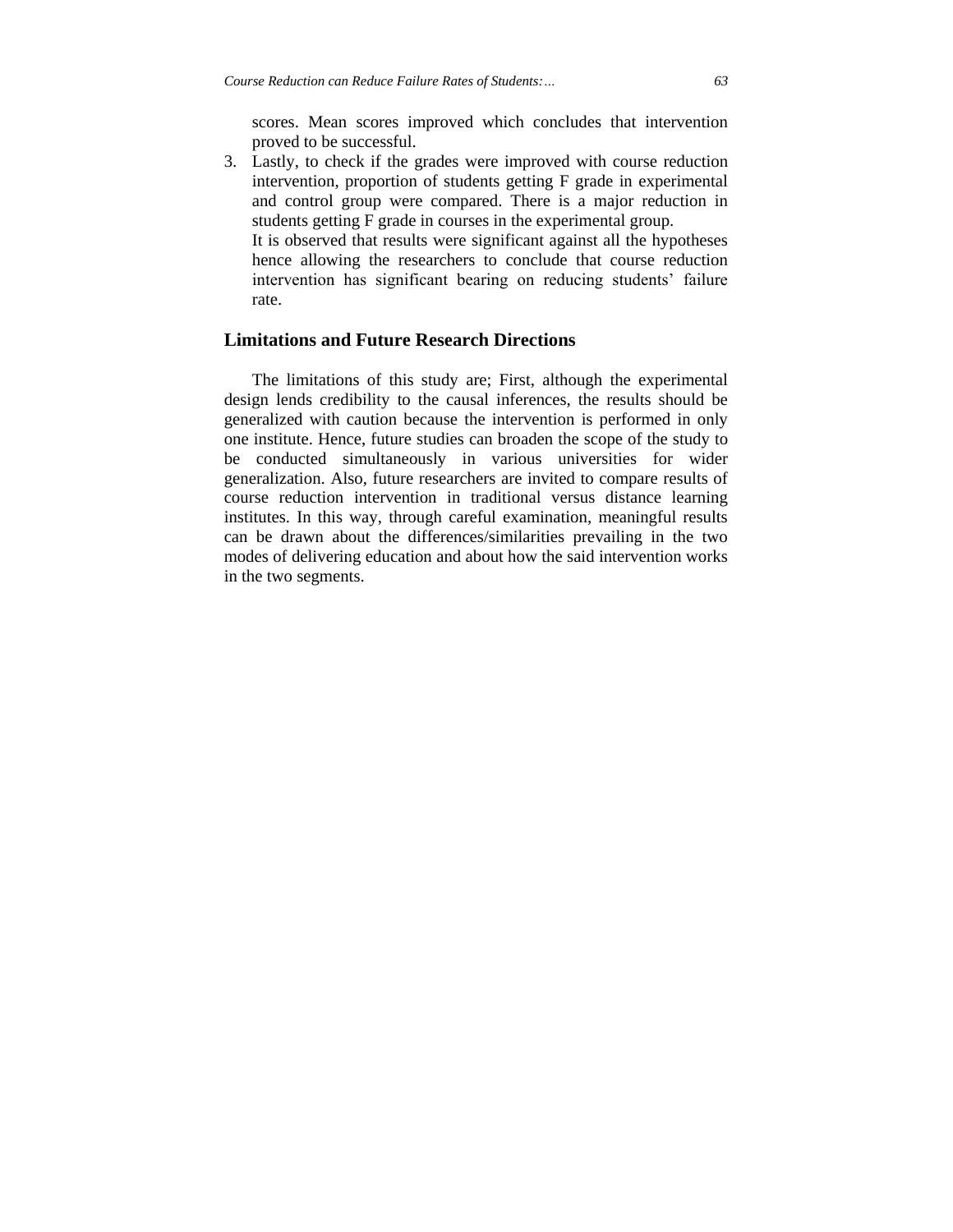scores. Mean scores improved which concludes that intervention proved to be successful.

3. Lastly, to check if the grades were improved with course reduction intervention, proportion of students getting F grade in experimental and control group were compared. There is a major reduction in students getting F grade in courses in the experimental group.

   It is observed that results were significant against all the hypotheses hence allowing the researchers to conclude that course reduction intervention has significant bearing on reducing students' failure rate.

## Limitations and Future Research Directions

The limitations of this study are; First, although the experimental design lends credibility to the causal inferences, the results should be generalized with caution because the intervention is performed in only one institute. Hence, future studies can broaden the scope of the study to be conducted simultaneously in various universities for wider generalization. Also, future researchers are invited to compare results of course reduction intervention in traditional versus distance learning institutes. In this way, through careful examination, meaningful results can be drawn about the differences/similarities prevailing in the two modes of delivering education and about how the said intervention works in the two segments.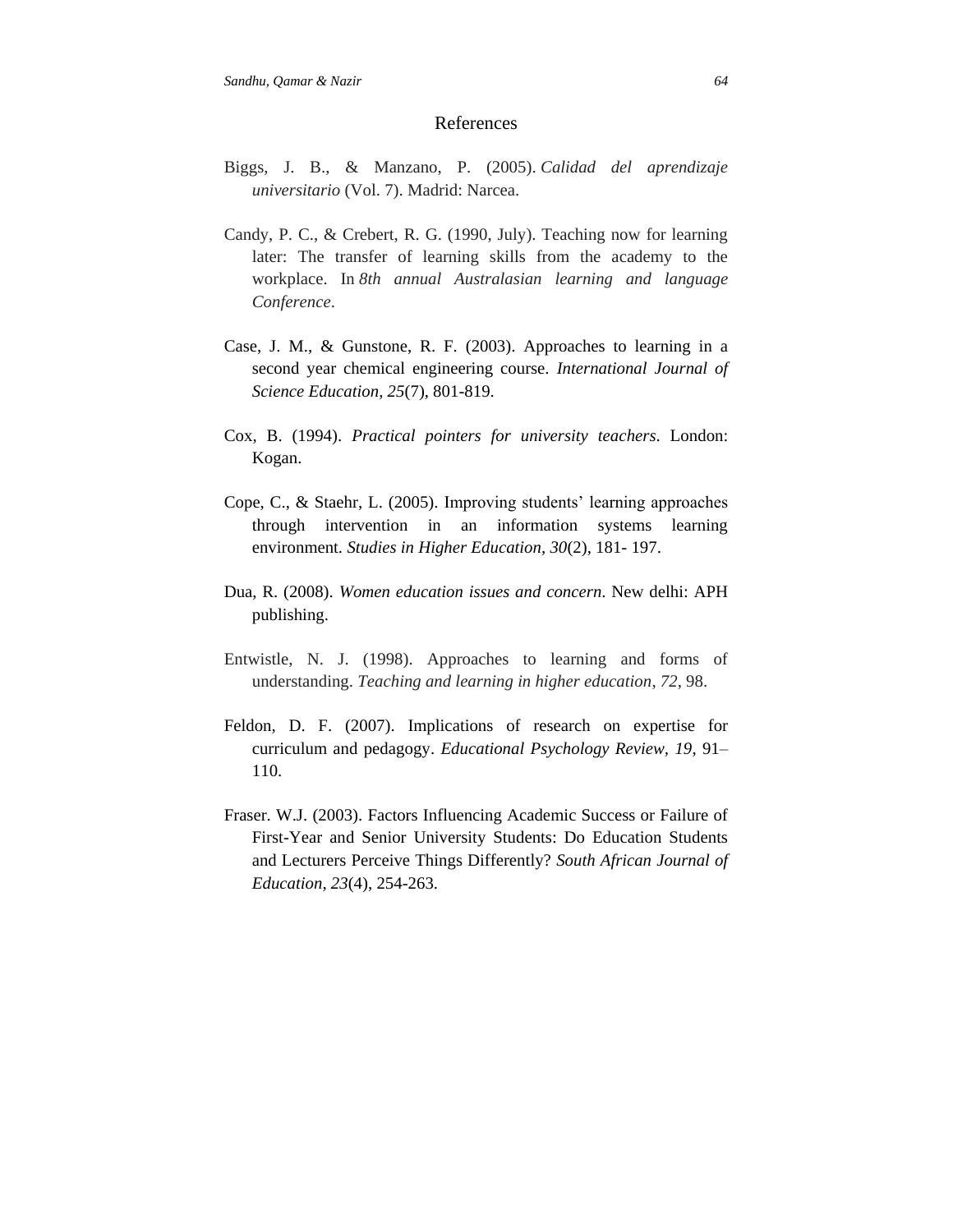## References

Biggs, J. B., & Manzano, P. (2005). *Calidad del aprendizaje universitario* (Vol. 7). Madrid: Narcea.

Candy, P. C., & Crebert, R. G. (1990, July). Teaching now for learning later: The transfer of learning skills from the academy to the workplace. In *8th annual Australasian learning and language Conference*.

Case, J. M., & Gunstone, R. F. (2003). Approaches to learning in a second year chemical engineering course. *International Journal of Science Education, 25*(7), 801-819.

Cox, B. (1994). *Practical pointers for university teachers*. London: Kogan.

Cope, C., & Staehr, L. (2005). Improving students' learning approaches through intervention in an information systems learning environment. *Studies in Higher Education, 30*(2), 181- 197.

Dua, R. (2008). *Women education issues and concern*. New delhi: APH publishing.

Entwistle, N. J. (1998). Approaches to learning and forms of understanding. *Teaching and learning in higher education*, *72*, 98.

Feldon, D. F. (2007). Implications of research on expertise for curriculum and pedagogy. *Educational Psychology Review, 19*, 91–110.

Fraser. W.J. (2003). Factors Influencing Academic Success or Failure of First-Year and Senior University Students: Do Education Students and Lecturers Perceive Things Differently? *South African Journal of Education*, *23*(4), 254-263.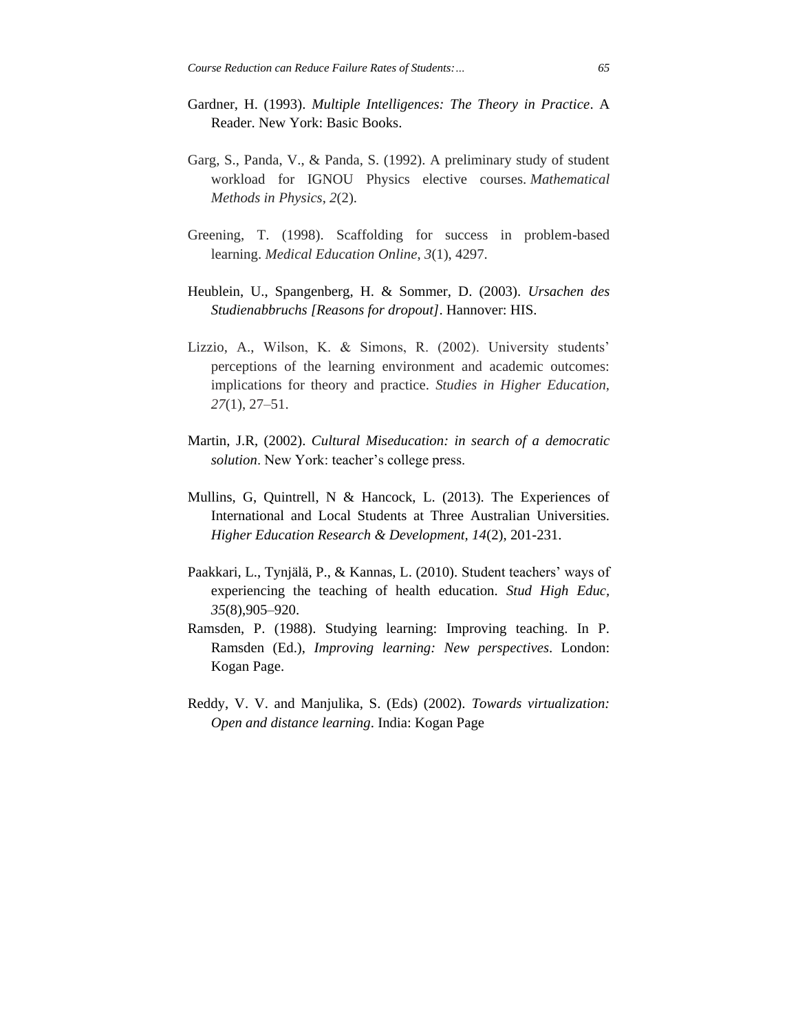Gardner, H. (1993). *Multiple Intelligences: The Theory in Practice*. A Reader. New York: Basic Books.

Garg, S., Panda, V., & Panda, S. (1992). A preliminary study of student workload for IGNOU Physics elective courses. *Mathematical Methods in Physics*, *2*(2).

Greening, T. (1998). Scaffolding for success in problem-based learning. *Medical Education Online*, *3*(1), 4297.

Heublein, U., Spangenberg, H. & Sommer, D. (2003). *Ursachen des Studienabbruchs [Reasons for dropout]*. Hannover: HIS.

Lizzio, A., Wilson, K. & Simons, R. (2002). University students' perceptions of the learning environment and academic outcomes: implications for theory and practice. *Studies in Higher Education*, *27*(1), 27–51.

Martin, J.R, (2002). *Cultural Miseducation: in search of a democratic solution*. New York: teacher's college press.

Mullins, G, Quintrell, N & Hancock, L. (2013). The Experiences of International and Local Students at Three Australian Universities. *Higher Education Research & Development, 14*(2), 201-231.

Paakkari, L., Tynjälä, P., & Kannas, L. (2010). Student teachers' ways of experiencing the teaching of health education. *Stud High Educ*, *35*(8),905–920.

Ramsden, P. (1988). Studying learning: Improving teaching. In P. Ramsden (Ed.), *Improving learning: New perspectives*. London: Kogan Page.

Reddy, V. V. and Manjulika, S. (Eds) (2002). *Towards virtualization: Open and distance learning*. India: Kogan Page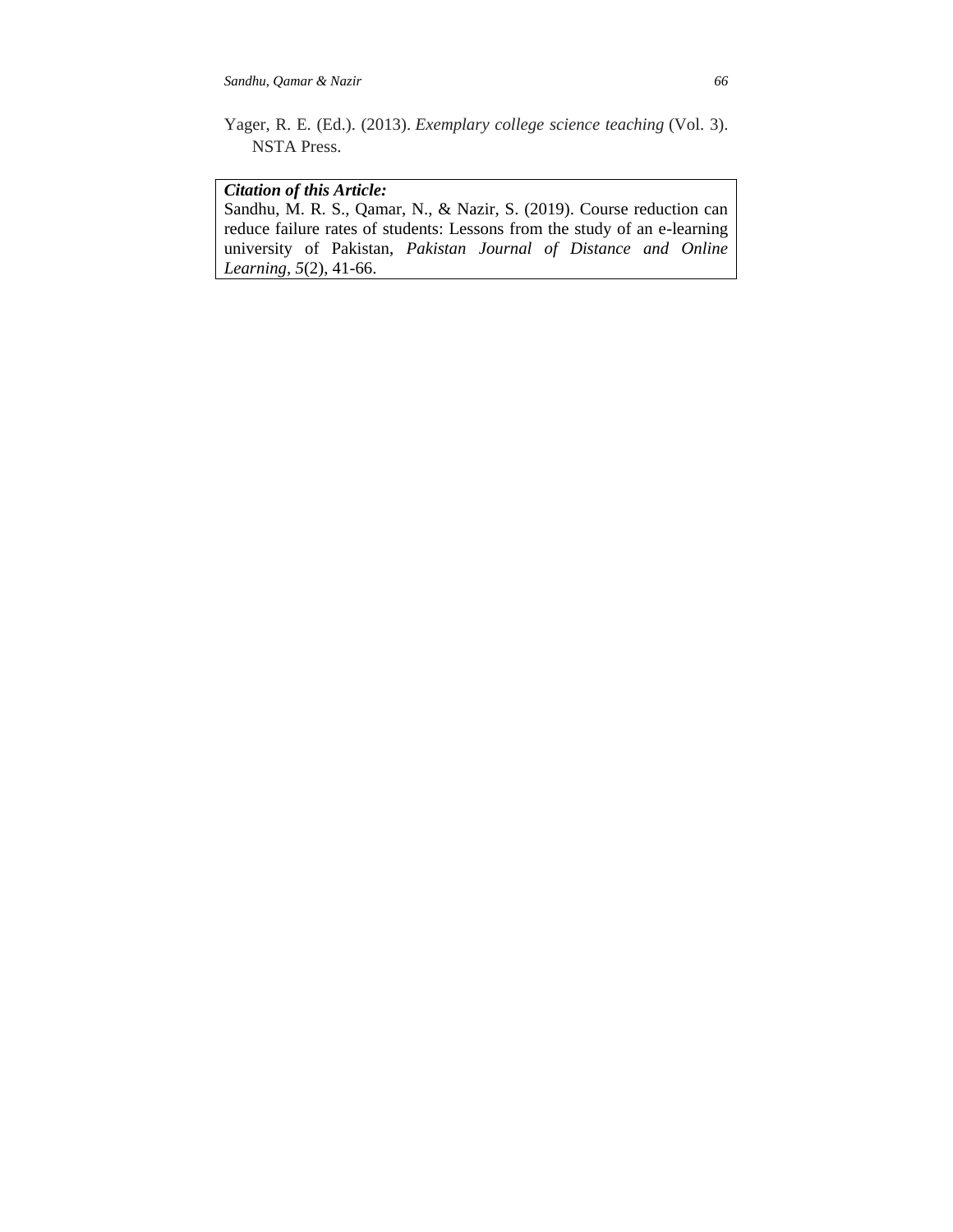Yager, R. E. (Ed.). (2013). *Exemplary college science teaching* (Vol. 3). NSTA Press.

***Citation of this Article:***
Sandhu, M. R. S., Qamar, N., & Nazir, S. (2019). Course reduction can reduce failure rates of students: Lessons from the study of an e-learning university of Pakistan, *Pakistan Journal of Distance and Online Learning, 5*(2), 41-66.